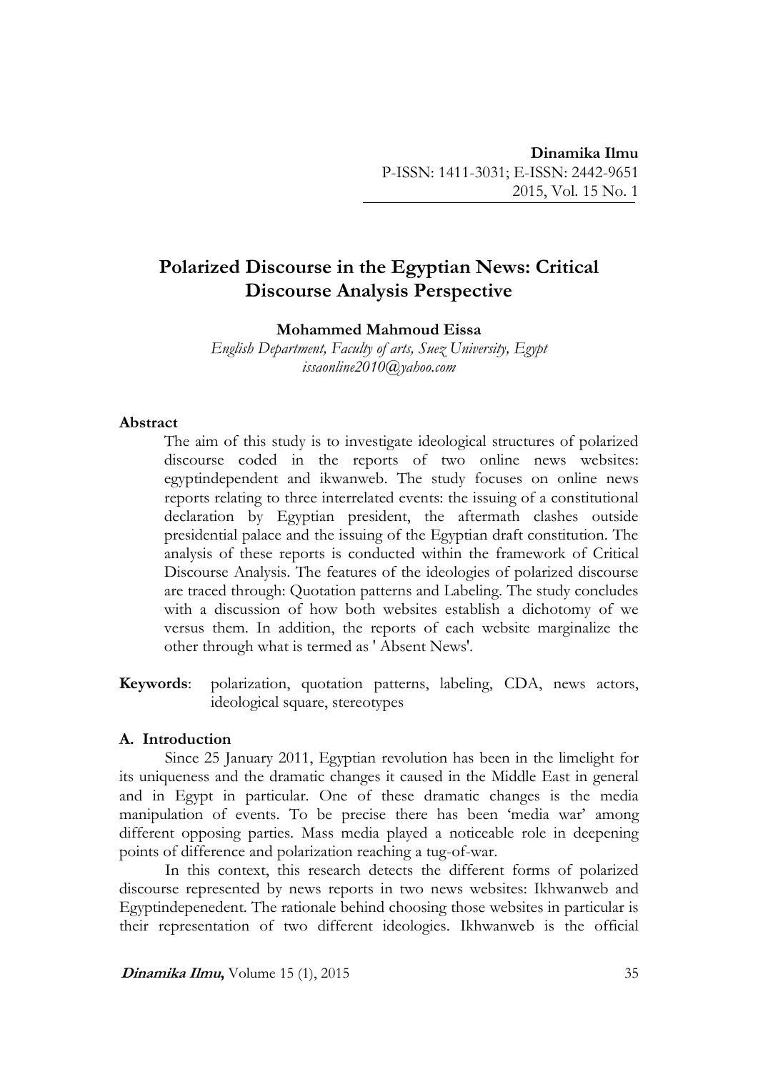**Dinamika Ilmu**
P-ISSN: 1411-3031; E-ISSN: 2442-9651
2015, Vol. 15 No. 1

# Polarized Discourse in the Egyptian News: Critical Discourse Analysis Perspective

**Mohammed Mahmoud Eissa**
*English Department, Faculty of arts, Suez University, Egypt*
*issaonline2010@yahoo.com*

### Abstract

The aim of this study is to investigate ideological structures of polarized discourse coded in the reports of two online news websites: egyptindependent and ikwanweb. The study focuses on online news reports relating to three interrelated events: the issuing of a constitutional declaration by Egyptian president, the aftermath clashes outside presidential palace and the issuing of the Egyptian draft constitution. The analysis of these reports is conducted within the framework of Critical Discourse Analysis. The features of the ideologies of polarized discourse are traced through: Quotation patterns and Labeling. The study concludes with a discussion of how both websites establish a dichotomy of we versus them. In addition, the reports of each website marginalize the other through what is termed as ' Absent News'.

**Keywords**: polarization, quotation patterns, labeling, CDA, news actors, ideological square, stereotypes

## A. Introduction

Since 25 January 2011, Egyptian revolution has been in the limelight for its uniqueness and the dramatic changes it caused in the Middle East in general and in Egypt in particular. One of these dramatic changes is the media manipulation of events. To be precise there has been 'media war' among different opposing parties. Mass media played a noticeable role in deepening points of difference and polarization reaching a tug-of-war.

In this context, this research detects the different forms of polarized discourse represented by news reports in two news websites: Ikhwanweb and Egyptindepenedent. The rationale behind choosing those websites in particular is their representation of two different ideologies. Ikhwanweb is the official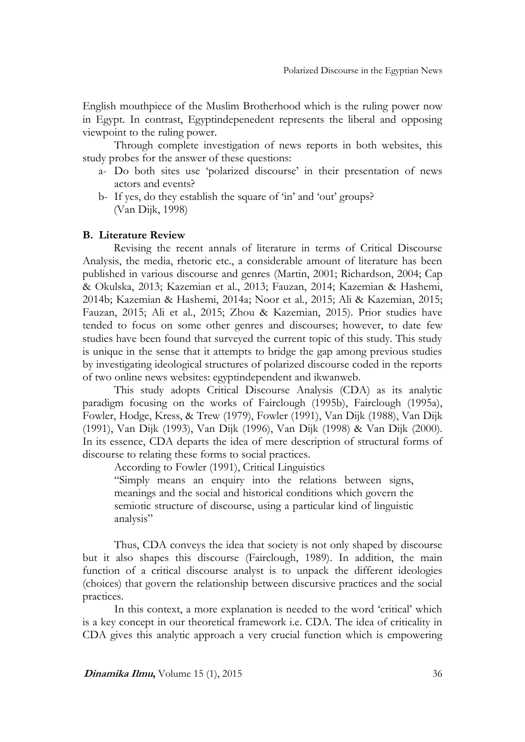English mouthpiece of the Muslim Brotherhood which is the ruling power now in Egypt. In contrast, Egyptindepenedent represents the liberal and opposing viewpoint to the ruling power.

Through complete investigation of news reports in both websites, this study probes for the answer of these questions:

a- Do both sites use 'polarized discourse' in their presentation of news actors and events?

b- If yes, do they establish the square of 'in' and 'out' groups? (Van Dijk, 1998)

### B. Literature Review

Revising the recent annals of literature in terms of Critical Discourse Analysis, the media, rhetoric etc., a considerable amount of literature has been published in various discourse and genres (Martin, 2001; Richardson, 2004; Cap & Okulska, 2013; Kazemian et al., 2013; Fauzan, 2014; Kazemian & Hashemi, 2014b; Kazemian & Hashemi, 2014a; Noor et al., 2015; Ali & Kazemian, 2015; Fauzan, 2015; Ali et al., 2015; Zhou & Kazemian, 2015). Prior studies have tended to focus on some other genres and discourses; however, to date few studies have been found that surveyed the current topic of this study. This study is unique in the sense that it attempts to bridge the gap among previous studies by investigating ideological structures of polarized discourse coded in the reports of two online news websites: egyptindependent and ikwanweb.

This study adopts Critical Discourse Analysis (CDA) as its analytic paradigm focusing on the works of Fairclough (1995b), Fairclough (1995a), Fowler, Hodge, Kress, & Trew (1979), Fowler (1991), Van Dijk (1988), Van Dijk (1991), Van Dijk (1993), Van Dijk (1996), Van Dijk (1998) & Van Dijk (2000). In its essence, CDA departs the idea of mere description of structural forms of discourse to relating these forms to social practices.

According to Fowler (1991), Critical Linguistics

> "Simply means an enquiry into the relations between signs, meanings and the social and historical conditions which govern the semiotic structure of discourse, using a particular kind of linguistic analysis"

Thus, CDA conveys the idea that society is not only shaped by discourse but it also shapes this discourse (Fairclough, 1989). In addition, the main function of a critical discourse analyst is to unpack the different ideologies (choices) that govern the relationship between discursive practices and the social practices.

In this context, a more explanation is needed to the word 'critical' which is a key concept in our theoretical framework i.e. CDA. The idea of criticality in CDA gives this analytic approach a very crucial function which is empowering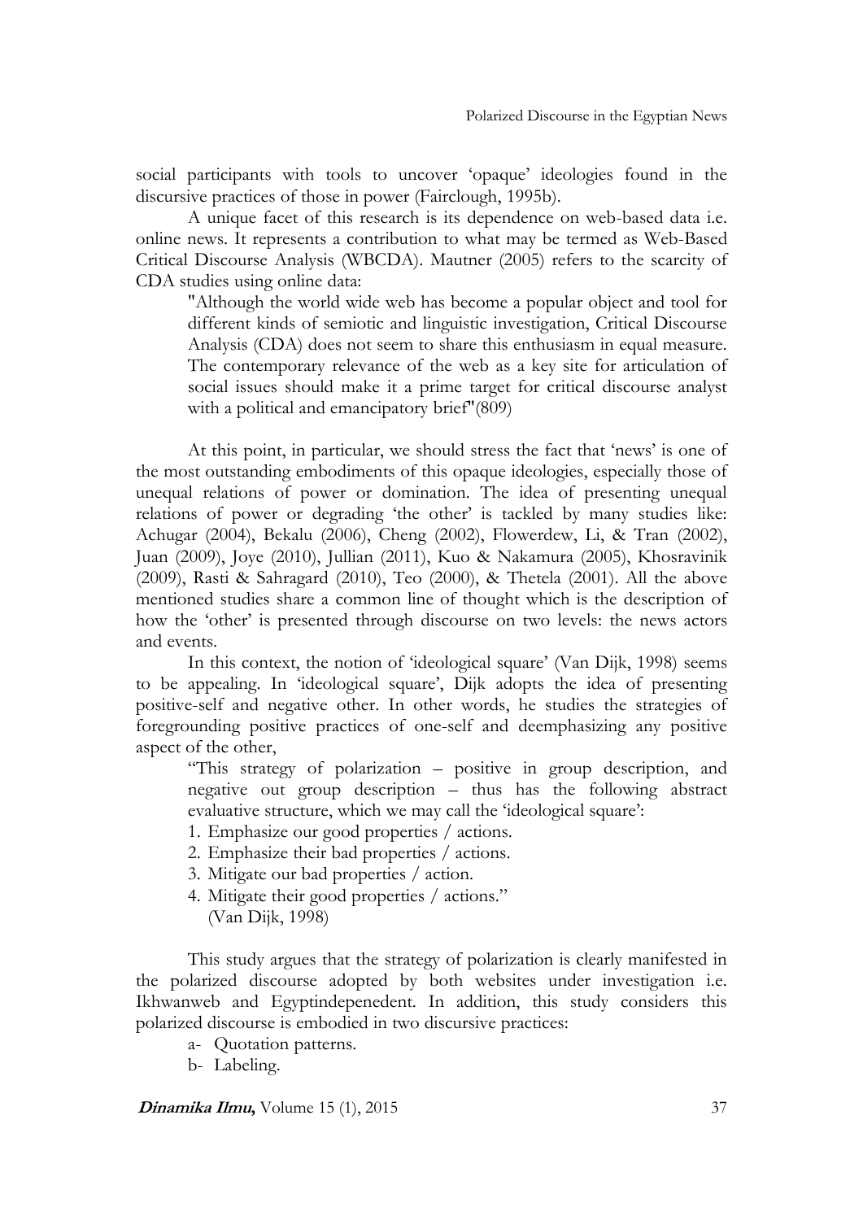social participants with tools to uncover 'opaque' ideologies found in the discursive practices of those in power (Fairclough, 1995b).

A unique facet of this research is its dependence on web-based data i.e. online news. It represents a contribution to what may be termed as Web-Based Critical Discourse Analysis (WBCDA). Mautner (2005) refers to the scarcity of CDA studies using online data:

> "Although the world wide web has become a popular object and tool for different kinds of semiotic and linguistic investigation, Critical Discourse Analysis (CDA) does not seem to share this enthusiasm in equal measure. The contemporary relevance of the web as a key site for articulation of social issues should make it a prime target for critical discourse analyst with a political and emancipatory brief"(809)

At this point, in particular, we should stress the fact that 'news' is one of the most outstanding embodiments of this opaque ideologies, especially those of unequal relations of power or domination. The idea of presenting unequal relations of power or degrading 'the other' is tackled by many studies like: Achugar (2004), Bekalu (2006), Cheng (2002), Flowerdew, Li, & Tran (2002), Juan (2009), Joye (2010), Jullian (2011), Kuo & Nakamura (2005), Khosravinik (2009), Rasti & Sahragard (2010), Teo (2000), & Thetela (2001). All the above mentioned studies share a common line of thought which is the description of how the 'other' is presented through discourse on two levels: the news actors and events.

In this context, the notion of 'ideological square' (Van Dijk, 1998) seems to be appealing. In 'ideological square', Dijk adopts the idea of presenting positive-self and negative other. In other words, he studies the strategies of foregrounding positive practices of one-self and deemphasizing any positive aspect of the other,

> "This strategy of polarization – positive in group description, and negative out group description – thus has the following abstract evaluative structure, which we may call the 'ideological square':
>
> 1. Emphasize our good properties / actions.
> 2. Emphasize their bad properties / actions.
> 3. Mitigate our bad properties / action.
> 4. Mitigate their good properties / actions."
>
> (Van Dijk, 1998)

This study argues that the strategy of polarization is clearly manifested in the polarized discourse adopted by both websites under investigation i.e. Ikhwanweb and Egyptindepenedent. In addition, this study considers this polarized discourse is embodied in two discursive practices:

a- Quotation patterns.

b- Labeling.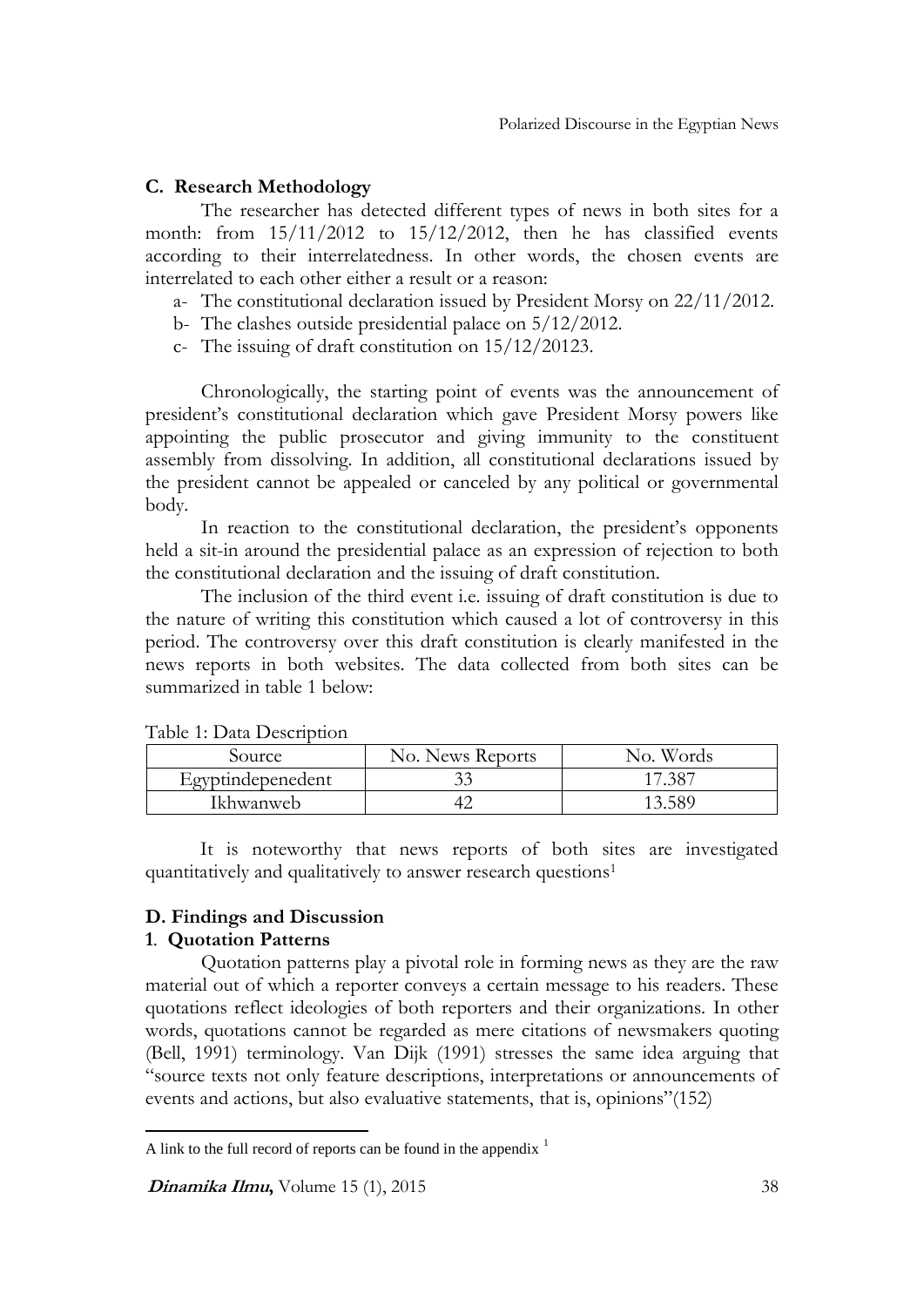## C. Research Methodology

The researcher has detected different types of news in both sites for a month: from 15/11/2012 to 15/12/2012, then he has classified events according to their interrelatedness. In other words, the chosen events are interrelated to each other either a result or a reason:

a- The constitutional declaration issued by President Morsy on 22/11/2012.
b- The clashes outside presidential palace on 5/12/2012.
c- The issuing of draft constitution on 15/12/20123.

Chronologically, the starting point of events was the announcement of president's constitutional declaration which gave President Morsy powers like appointing the public prosecutor and giving immunity to the constituent assembly from dissolving. In addition, all constitutional declarations issued by the president cannot be appealed or canceled by any political or governmental body.

In reaction to the constitutional declaration, the president's opponents held a sit-in around the presidential palace as an expression of rejection to both the constitutional declaration and the issuing of draft constitution.

The inclusion of the third event i.e. issuing of draft constitution is due to the nature of writing this constitution which caused a lot of controversy in this period. The controversy over this draft constitution is clearly manifested in the news reports in both websites. The data collected from both sites can be summarized in table 1 below:

Table 1: Data Description

| Source | No. News Reports | No. Words |
|---|---|---|
| Egyptindepenedent | 33 | 17.387 |
| Ikhwanweb | 42 | 13.589 |

It is noteworthy that news reports of both sites are investigated quantitatively and qualitatively to answer research questions[1]

## D. Findings and Discussion

### 1. Quotation Patterns

Quotation patterns play a pivotal role in forming news as they are the raw material out of which a reporter conveys a certain message to his readers. These quotations reflect ideologies of both reporters and their organizations. In other words, quotations cannot be regarded as mere citations of newsmakers quoting (Bell, 1991) terminology. Van Dijk (1991) stresses the same idea arguing that "source texts not only feature descriptions, interpretations or announcements of events and actions, but also evaluative statements, that is, opinions"(152)

---

A link to the full record of reports can be found in the appendix [1]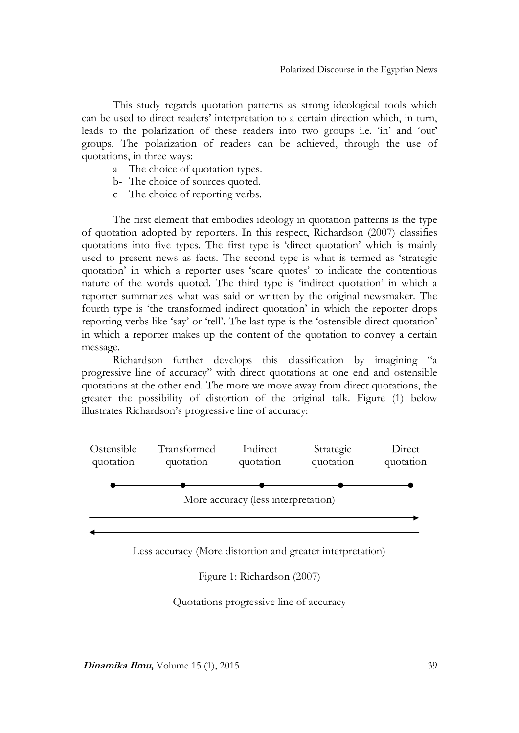This study regards quotation patterns as strong ideological tools which can be used to direct readers' interpretation to a certain direction which, in turn, leads to the polarization of these readers into two groups i.e. 'in' and 'out' groups. The polarization of readers can be achieved, through the use of quotations, in three ways:

a- The choice of quotation types.
b- The choice of sources quoted.
c- The choice of reporting verbs.

The first element that embodies ideology in quotation patterns is the type of quotation adopted by reporters. In this respect, Richardson (2007) classifies quotations into five types. The first type is 'direct quotation' which is mainly used to present news as facts. The second type is what is termed as 'strategic quotation' in which a reporter uses 'scare quotes' to indicate the contentious nature of the words quoted. The third type is 'indirect quotation' in which a reporter summarizes what was said or written by the original newsmaker. The fourth type is 'the transformed indirect quotation' in which the reporter drops reporting verbs like 'say' or 'tell'. The last type is the 'ostensible direct quotation' in which a reporter makes up the content of the quotation to convey a certain message.

Richardson further develops this classification by imagining "a progressive line of accuracy" with direct quotations at one end and ostensible quotations at the other end. The more we move away from direct quotations, the greater the possibility of distortion of the original talk. Figure (1) below illustrates Richardson's progressive line of accuracy:

Ostensible quotation — Transformed quotation — Indirect quotation — Strategic quotation — Direct quotation

More accuracy (less interpretation) →

← Less accuracy (More distortion and greater interpretation)

Figure 1: Richardson (2007)

Quotations progressive line of accuracy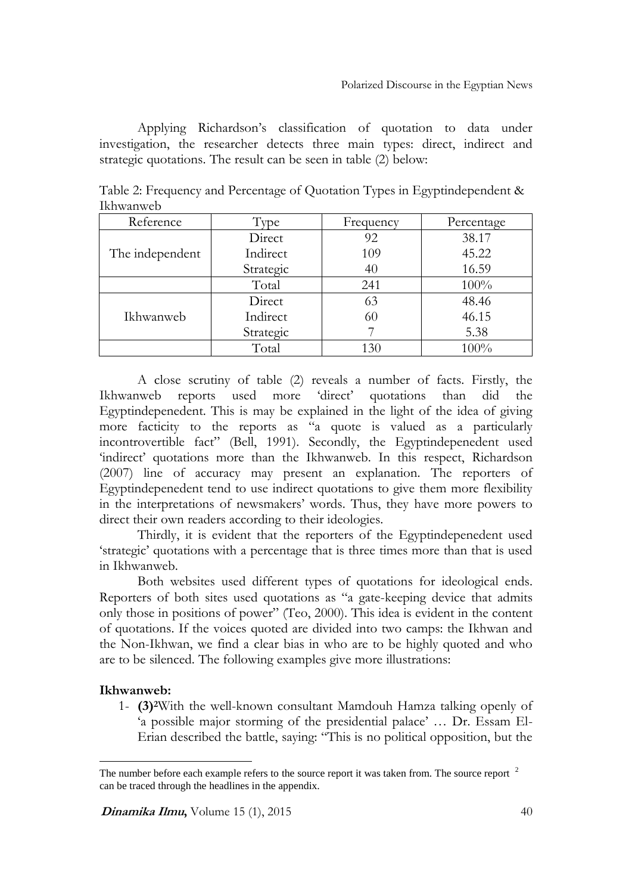Applying Richardson's classification of quotation to data under investigation, the researcher detects three main types: direct, indirect and strategic quotations. The result can be seen in table (2) below:

Table 2: Frequency and Percentage of Quotation Types in Egyptindependent & Ikhwanweb

| Reference | Type | Frequency | Percentage |
|---|---|---|---|
| The independent | Direct | 92 | 38.17 |
| | Indirect | 109 | 45.22 |
| | Strategic | 40 | 16.59 |
| | Total | 241 | 100% |
| Ikhwanweb | Direct | 63 | 48.46 |
| | Indirect | 60 | 46.15 |
| | Strategic | 7 | 5.38 |
| | Total | 130 | 100% |

A close scrutiny of table (2) reveals a number of facts. Firstly, the Ikhwanweb reports used more 'direct' quotations than did the Egyptindepenedent. This is may be explained in the light of the idea of giving more facticity to the reports as "a quote is valued as a particularly incontrovertible fact" (Bell, 1991). Secondly, the Egyptindepenedent used 'indirect' quotations more than the Ikhwanweb. In this respect, Richardson (2007) line of accuracy may present an explanation. The reporters of Egyptindepenedent tend to use indirect quotations to give them more flexibility in the interpretations of newsmakers' words. Thus, they have more powers to direct their own readers according to their ideologies.

Thirdly, it is evident that the reporters of the Egyptindepenedent used 'strategic' quotations with a percentage that is three times more than that is used in Ikhwanweb.

Both websites used different types of quotations for ideological ends. Reporters of both sites used quotations as "a gate-keeping device that admits only those in positions of power" (Teo, 2000). This idea is evident in the content of quotations. If the voices quoted are divided into two camps: the Ikhwan and the Non-Ikhwan, we find a clear bias in who are to be highly quoted and who are to be silenced. The following examples give more illustrations:

**Ikhwanweb:**

1- **(3)**[2]With the well-known consultant Mamdouh Hamza talking openly of 'a possible major storming of the presidential palace' … Dr. Essam El-Erian described the battle, saying: "This is no political opposition, but the

---

The number before each example refers to the source report it was taken from. The source report [2] can be traced through the headlines in the appendix.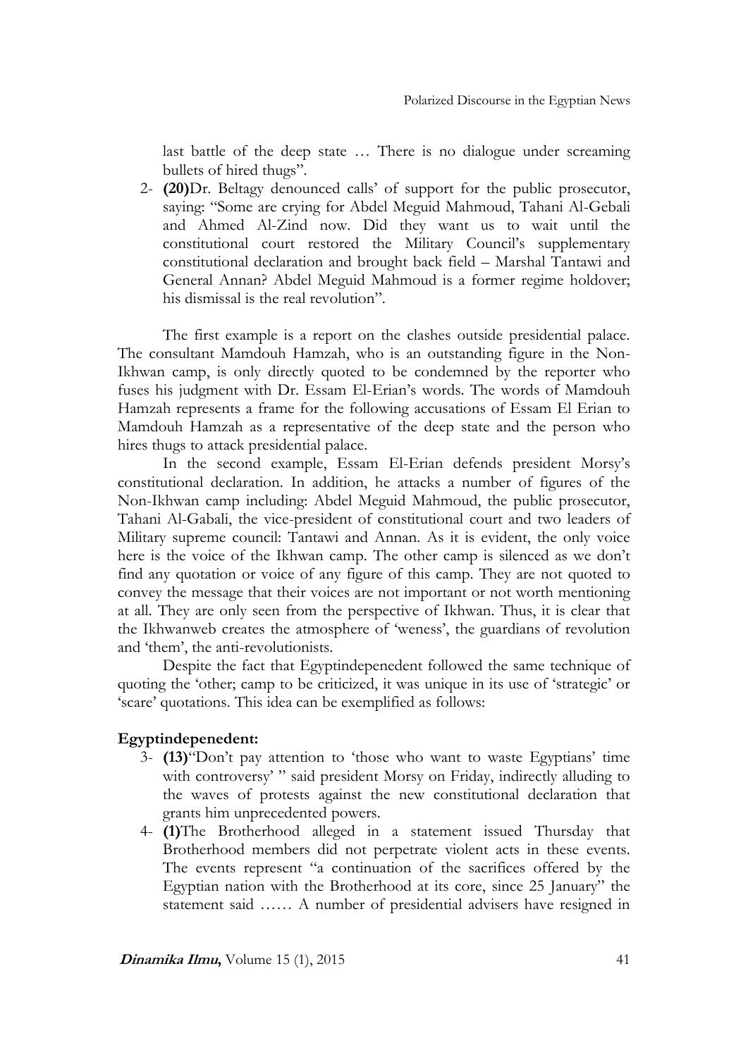last battle of the deep state … There is no dialogue under screaming bullets of hired thugs".

2- **(20)**Dr. Beltagy denounced calls' of support for the public prosecutor, saying: "Some are crying for Abdel Meguid Mahmoud, Tahani Al-Gebali and Ahmed Al-Zind now. Did they want us to wait until the constitutional court restored the Military Council's supplementary constitutional declaration and brought back field – Marshal Tantawi and General Annan? Abdel Meguid Mahmoud is a former regime holdover; his dismissal is the real revolution".

The first example is a report on the clashes outside presidential palace. The consultant Mamdouh Hamzah, who is an outstanding figure in the Non-Ikhwan camp, is only directly quoted to be condemned by the reporter who fuses his judgment with Dr. Essam El-Erian's words. The words of Mamdouh Hamzah represents a frame for the following accusations of Essam El Erian to Mamdouh Hamzah as a representative of the deep state and the person who hires thugs to attack presidential palace.

In the second example, Essam El-Erian defends president Morsy's constitutional declaration. In addition, he attacks a number of figures of the Non-Ikhwan camp including: Abdel Meguid Mahmoud, the public prosecutor, Tahani Al-Gabali, the vice-president of constitutional court and two leaders of Military supreme council: Tantawi and Annan. As it is evident, the only voice here is the voice of the Ikhwan camp. The other camp is silenced as we don't find any quotation or voice of any figure of this camp. They are not quoted to convey the message that their voices are not important or not worth mentioning at all. They are only seen from the perspective of Ikhwan. Thus, it is clear that the Ikhwanweb creates the atmosphere of 'weness', the guardians of revolution and 'them', the anti-revolutionists.

Despite the fact that Egyptindepenedent followed the same technique of quoting the 'other; camp to be criticized, it was unique in its use of 'strategic' or 'scare' quotations. This idea can be exemplified as follows:

**Egyptindepenedent:**

3- **(13)**"Don't pay attention to 'those who want to waste Egyptians' time with controversy' " said president Morsy on Friday, indirectly alluding to the waves of protests against the new constitutional declaration that grants him unprecedented powers.

4- **(1)**The Brotherhood alleged in a statement issued Thursday that Brotherhood members did not perpetrate violent acts in these events. The events represent "a continuation of the sacrifices offered by the Egyptian nation with the Brotherhood at its core, since 25 January" the statement said …… A number of presidential advisers have resigned in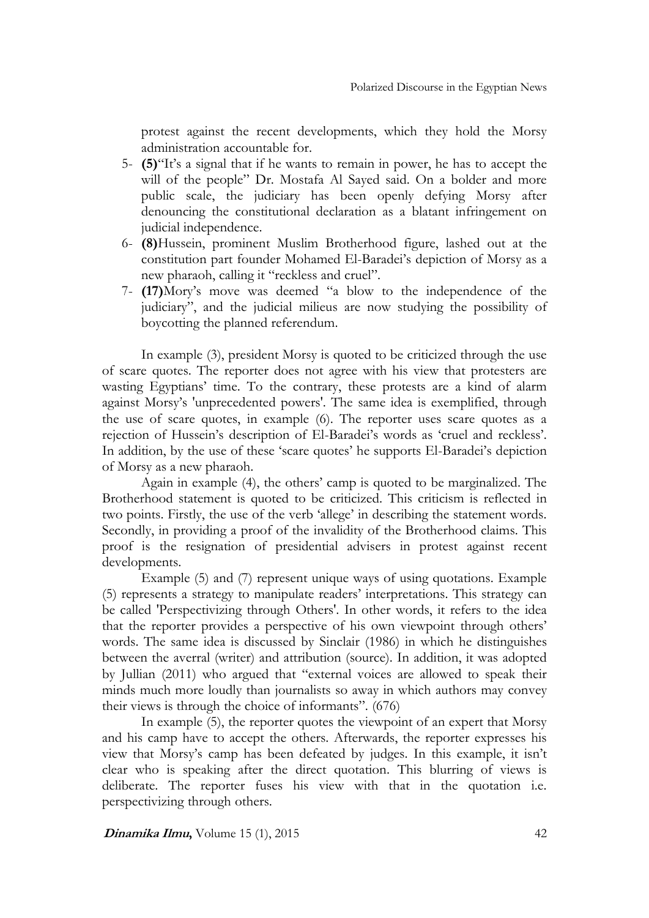protest against the recent developments, which they hold the Morsy administration accountable for.

5- **(5)**"It's a signal that if he wants to remain in power, he has to accept the will of the people" Dr. Mostafa Al Sayed said. On a bolder and more public scale, the judiciary has been openly defying Morsy after denouncing the constitutional declaration as a blatant infringement on judicial independence.

6- **(8)**Hussein, prominent Muslim Brotherhood figure, lashed out at the constitution part founder Mohamed El-Baradei's depiction of Morsy as a new pharaoh, calling it "reckless and cruel".

7- **(17)**Mory's move was deemed "a blow to the independence of the judiciary", and the judicial milieus are now studying the possibility of boycotting the planned referendum.

In example (3), president Morsy is quoted to be criticized through the use of scare quotes. The reporter does not agree with his view that protesters are wasting Egyptians' time. To the contrary, these protests are a kind of alarm against Morsy's 'unprecedented powers'. The same idea is exemplified, through the use of scare quotes, in example (6). The reporter uses scare quotes as a rejection of Hussein's description of El-Baradei's words as 'cruel and reckless'. In addition, by the use of these 'scare quotes' he supports El-Baradei's depiction of Morsy as a new pharaoh.

Again in example (4), the others' camp is quoted to be marginalized. The Brotherhood statement is quoted to be criticized. This criticism is reflected in two points. Firstly, the use of the verb 'allege' in describing the statement words. Secondly, in providing a proof of the invalidity of the Brotherhood claims. This proof is the resignation of presidential advisers in protest against recent developments.

Example (5) and (7) represent unique ways of using quotations. Example (5) represents a strategy to manipulate readers' interpretations. This strategy can be called 'Perspectivizing through Others'. In other words, it refers to the idea that the reporter provides a perspective of his own viewpoint through others' words. The same idea is discussed by Sinclair (1986) in which he distinguishes between the averral (writer) and attribution (source). In addition, it was adopted by Jullian (2011) who argued that "external voices are allowed to speak their minds much more loudly than journalists so away in which authors may convey their views is through the choice of informants". (676)

In example (5), the reporter quotes the viewpoint of an expert that Morsy and his camp have to accept the others. Afterwards, the reporter expresses his view that Morsy's camp has been defeated by judges. In this example, it isn't clear who is speaking after the direct quotation. This blurring of views is deliberate. The reporter fuses his view with that in the quotation i.e. perspectivizing through others.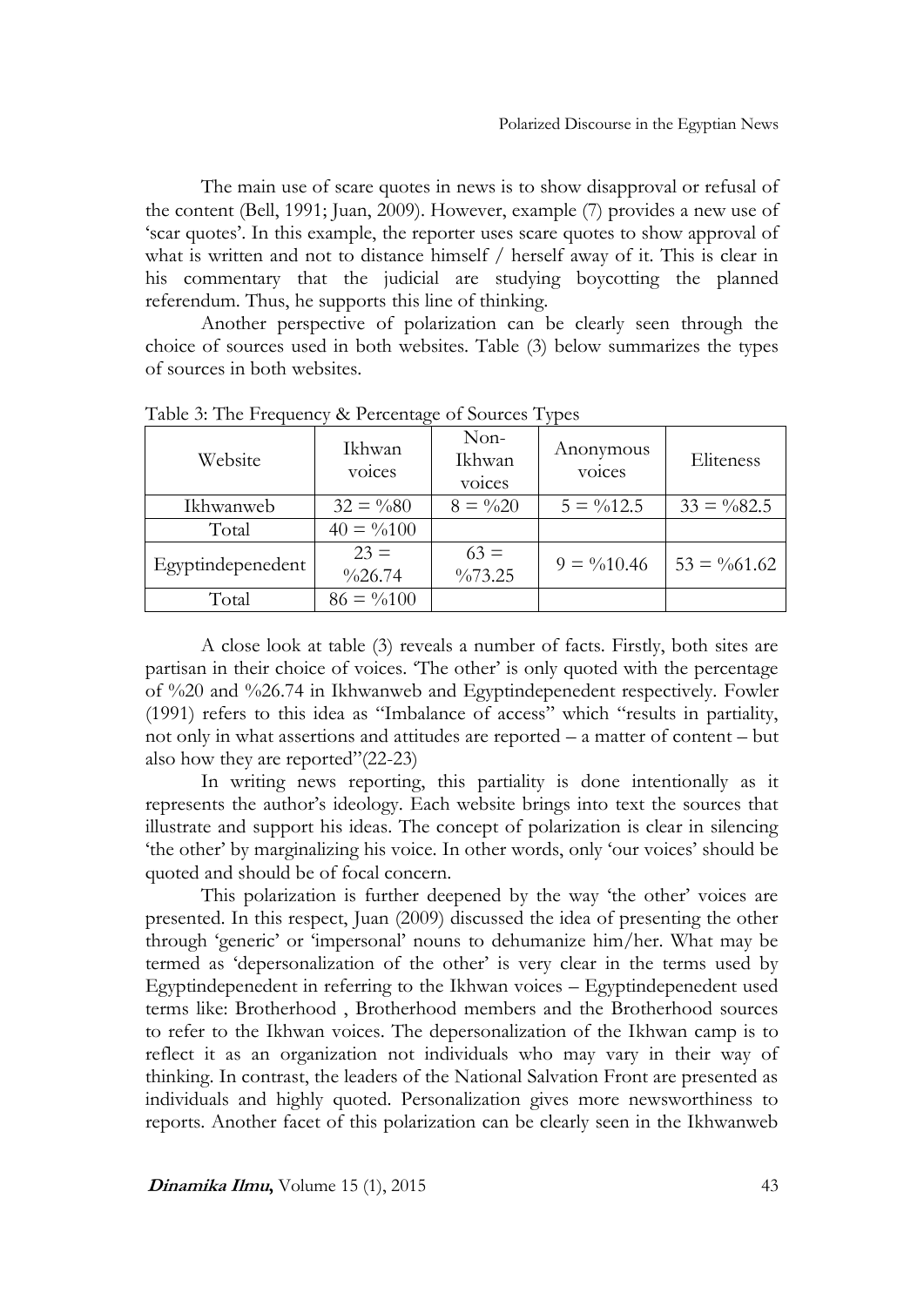The main use of scare quotes in news is to show disapproval or refusal of the content (Bell, 1991; Juan, 2009). However, example (7) provides a new use of 'scar quotes'. In this example, the reporter uses scare quotes to show approval of what is written and not to distance himself / herself away of it. This is clear in his commentary that the judicial are studying boycotting the planned referendum. Thus, he supports this line of thinking.

Another perspective of polarization can be clearly seen through the choice of sources used in both websites. Table (3) below summarizes the types of sources in both websites.

Table 3: The Frequency & Percentage of Sources Types

| Website | Ikhwan voices | Non-Ikhwan voices | Anonymous voices | Eliteness |
|---|---|---|---|---|
| Ikhwanweb | 32 = %80 | 8 = %20 | 5 = %12.5 | 33 = %82.5 |
| Total | 40 = %100 | | | |
| Egyptindepenedent | 23 = %26.74 | 63 = %73.25 | 9 = %10.46 | 53 = %61.62 |
| Total | 86 = %100 | | | |

A close look at table (3) reveals a number of facts. Firstly, both sites are partisan in their choice of voices. 'The other' is only quoted with the percentage of %20 and %26.74 in Ikhwanweb and Egyptindepenedent respectively. Fowler (1991) refers to this idea as "Imbalance of access" which "results in partiality, not only in what assertions and attitudes are reported – a matter of content – but also how they are reported"(22-23)

In writing news reporting, this partiality is done intentionally as it represents the author's ideology. Each website brings into text the sources that illustrate and support his ideas. The concept of polarization is clear in silencing 'the other' by marginalizing his voice. In other words, only 'our voices' should be quoted and should be of focal concern.

This polarization is further deepened by the way 'the other' voices are presented. In this respect, Juan (2009) discussed the idea of presenting the other through 'generic' or 'impersonal' nouns to dehumanize him/her. What may be termed as 'depersonalization of the other' is very clear in the terms used by Egyptindepenedent in referring to the Ikhwan voices – Egyptindepenedent used terms like: Brotherhood , Brotherhood members and the Brotherhood sources to refer to the Ikhwan voices. The depersonalization of the Ikhwan camp is to reflect it as an organization not individuals who may vary in their way of thinking. In contrast, the leaders of the National Salvation Front are presented as individuals and highly quoted. Personalization gives more newsworthiness to reports. Another facet of this polarization can be clearly seen in the Ikhwanweb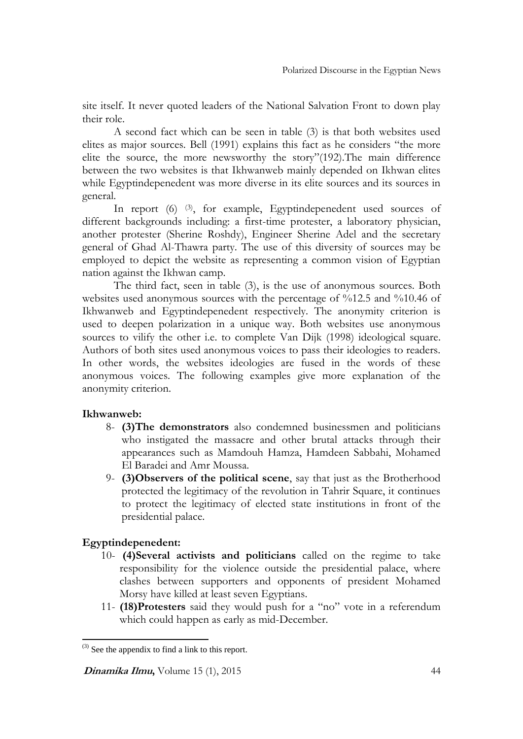site itself. It never quoted leaders of the National Salvation Front to down play their role.

A second fact which can be seen in table (3) is that both websites used elites as major sources. Bell (1991) explains this fact as he considers "the more elite the source, the more newsworthy the story"(192).The main difference between the two websites is that Ikhwanweb mainly depended on Ikhwan elites while Egyptindepenedent was more diverse in its elite sources and its sources in general.

In report (6) [(3)], for example, Egyptindepenedent used sources of different backgrounds including: a first-time protester, a laboratory physician, another protester (Sherine Roshdy), Engineer Sherine Adel and the secretary general of Ghad Al-Thawra party. The use of this diversity of sources may be employed to depict the website as representing a common vision of Egyptian nation against the Ikhwan camp.

The third fact, seen in table (3), is the use of anonymous sources. Both websites used anonymous sources with the percentage of %12.5 and %10.46 of Ikhwanweb and Egyptindepenedent respectively. The anonymity criterion is used to deepen polarization in a unique way. Both websites use anonymous sources to vilify the other i.e. to complete Van Dijk (1998) ideological square. Authors of both sites used anonymous voices to pass their ideologies to readers. In other words, the websites ideologies are fused in the words of these anonymous voices. The following examples give more explanation of the anonymity criterion.

**Ikhwanweb:**

8- **(3)The demonstrators** also condemned businessmen and politicians who instigated the massacre and other brutal attacks through their appearances such as Mamdouh Hamza, Hamdeen Sabbahi, Mohamed El Baradei and Amr Moussa.

9- **(3)Observers of the political scene**, say that just as the Brotherhood protected the legitimacy of the revolution in Tahrir Square, it continues to protect the legitimacy of elected state institutions in front of the presidential palace.

**Egyptindepenedent:**

10- **(4)Several activists and politicians** called on the regime to take responsibility for the violence outside the presidential palace, where clashes between supporters and opponents of president Mohamed Morsy have killed at least seven Egyptians.

11- **(18)Protesters** said they would push for a "no" vote in a referendum which could happen as early as mid-December.

---

(3) See the appendix to find a link to this report.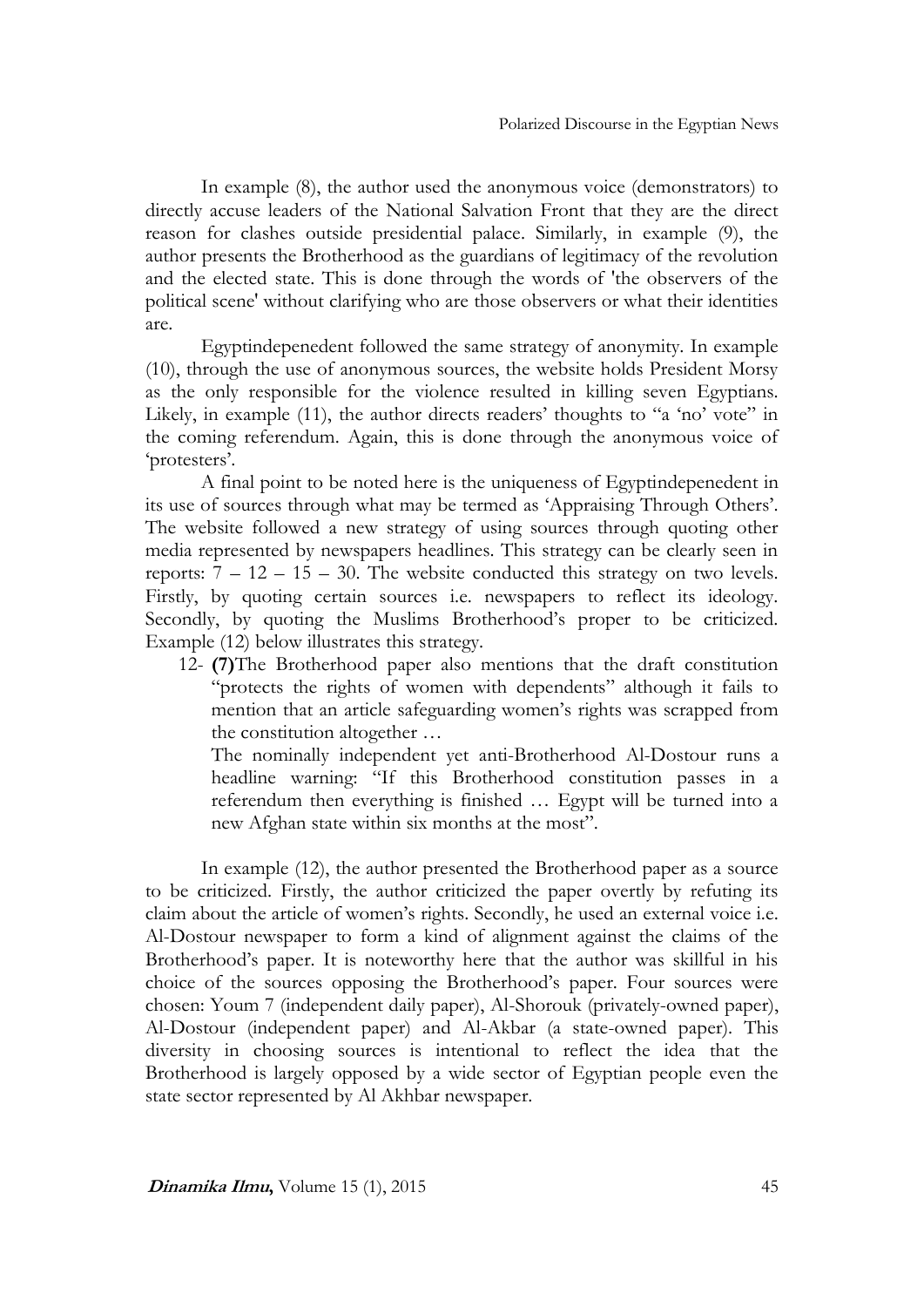In example (8), the author used the anonymous voice (demonstrators) to directly accuse leaders of the National Salvation Front that they are the direct reason for clashes outside presidential palace. Similarly, in example (9), the author presents the Brotherhood as the guardians of legitimacy of the revolution and the elected state. This is done through the words of 'the observers of the political scene' without clarifying who are those observers or what their identities are.

Egyptindepenedent followed the same strategy of anonymity. In example (10), through the use of anonymous sources, the website holds President Morsy as the only responsible for the violence resulted in killing seven Egyptians. Likely, in example (11), the author directs readers' thoughts to "a 'no' vote" in the coming referendum. Again, this is done through the anonymous voice of 'protesters'.

A final point to be noted here is the uniqueness of Egyptindepenedent in its use of sources through what may be termed as 'Appraising Through Others'. The website followed a new strategy of using sources through quoting other media represented by newspapers headlines. This strategy can be clearly seen in reports: 7 – 12 – 15 – 30. The website conducted this strategy on two levels. Firstly, by quoting certain sources i.e. newspapers to reflect its ideology. Secondly, by quoting the Muslims Brotherhood's proper to be criticized. Example (12) below illustrates this strategy.

12- **(7)**The Brotherhood paper also mentions that the draft constitution "protects the rights of women with dependents" although it fails to mention that an article safeguarding women's rights was scrapped from the constitution altogether …

The nominally independent yet anti-Brotherhood Al-Dostour runs a headline warning: "If this Brotherhood constitution passes in a referendum then everything is finished … Egypt will be turned into a new Afghan state within six months at the most".

In example (12), the author presented the Brotherhood paper as a source to be criticized. Firstly, the author criticized the paper overtly by refuting its claim about the article of women's rights. Secondly, he used an external voice i.e. Al-Dostour newspaper to form a kind of alignment against the claims of the Brotherhood's paper. It is noteworthy here that the author was skillful in his choice of the sources opposing the Brotherhood's paper. Four sources were chosen: Youm 7 (independent daily paper), Al-Shorouk (privately-owned paper), Al-Dostour (independent paper) and Al-Akbar (a state-owned paper). This diversity in choosing sources is intentional to reflect the idea that the Brotherhood is largely opposed by a wide sector of Egyptian people even the state sector represented by Al Akhbar newspaper.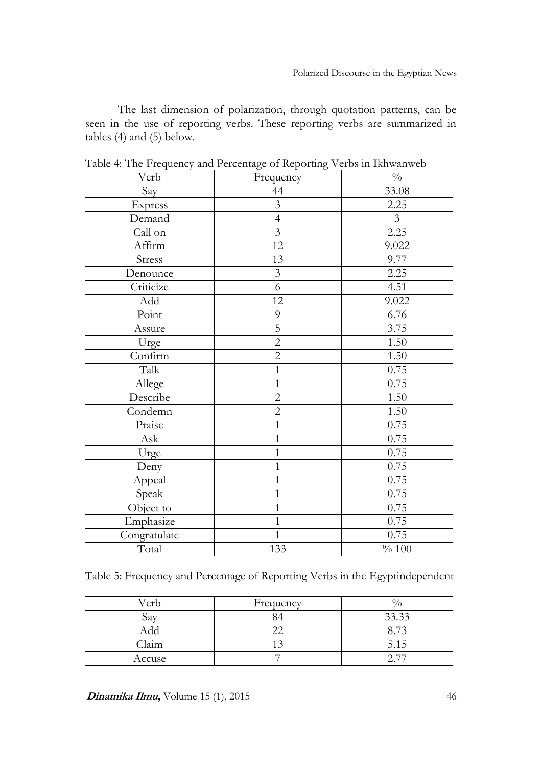The last dimension of polarization, through quotation patterns, can be seen in the use of reporting verbs. These reporting verbs are summarized in tables (4) and (5) below.

Table 4: The Frequency and Percentage of Reporting Verbs in Ikhwanweb

| Verb | Frequency | % |
|---|---|---|
| Say | 44 | 33.08 |
| Express | 3 | 2.25 |
| Demand | 4 | 3 |
| Call on | 3 | 2.25 |
| Affirm | 12 | 9.022 |
| Stress | 13 | 9.77 |
| Denounce | 3 | 2.25 |
| Criticize | 6 | 4.51 |
| Add | 12 | 9.022 |
| Point | 9 | 6.76 |
| Assure | 5 | 3.75 |
| Urge | 2 | 1.50 |
| Confirm | 2 | 1.50 |
| Talk | 1 | 0.75 |
| Allege | 1 | 0.75 |
| Describe | 2 | 1.50 |
| Condemn | 2 | 1.50 |
| Praise | 1 | 0.75 |
| Ask | 1 | 0.75 |
| Urge | 1 | 0.75 |
| Deny | 1 | 0.75 |
| Appeal | 1 | 0.75 |
| Speak | 1 | 0.75 |
| Object to | 1 | 0.75 |
| Emphasize | 1 | 0.75 |
| Congratulate | 1 | 0.75 |
| Total | 133 | % 100 |

Table 5: Frequency and Percentage of Reporting Verbs in the Egyptindependent

| Verb | Frequency | % |
|---|---|---|
| Say | 84 | 33.33 |
| Add | 22 | 8.73 |
| Claim | 13 | 5.15 |
| Accuse | 7 | 2.77 |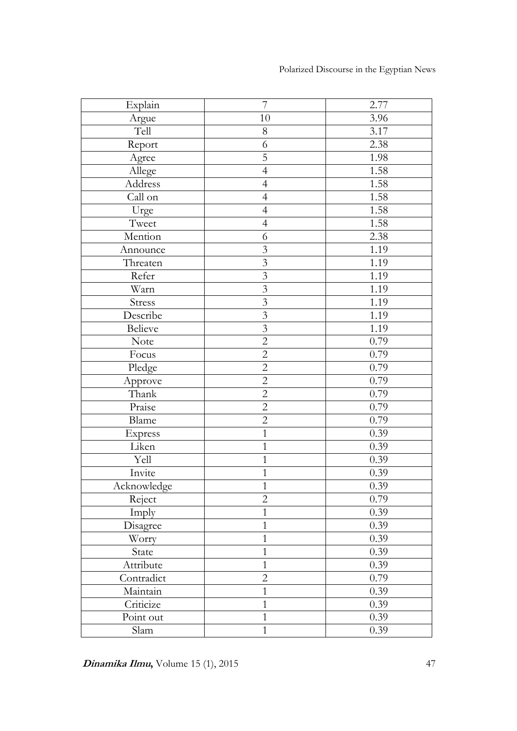| Explain | 7 | 2.77 |
|---|---|---|
| Argue | 10 | 3.96 |
| Tell | 8 | 3.17 |
| Report | 6 | 2.38 |
| Agree | 5 | 1.98 |
| Allege | 4 | 1.58 |
| Address | 4 | 1.58 |
| Call on | 4 | 1.58 |
| Urge | 4 | 1.58 |
| Tweet | 4 | 1.58 |
| Mention | 6 | 2.38 |
| Announce | 3 | 1.19 |
| Threaten | 3 | 1.19 |
| Refer | 3 | 1.19 |
| Warn | 3 | 1.19 |
| Stress | 3 | 1.19 |
| Describe | 3 | 1.19 |
| Believe | 3 | 1.19 |
| Note | 2 | 0.79 |
| Focus | 2 | 0.79 |
| Pledge | 2 | 0.79 |
| Approve | 2 | 0.79 |
| Thank | 2 | 0.79 |
| Praise | 2 | 0.79 |
| Blame | 2 | 0.79 |
| Express | 1 | 0.39 |
| Liken | 1 | 0.39 |
| Yell | 1 | 0.39 |
| Invite | 1 | 0.39 |
| Acknowledge | 1 | 0.39 |
| Reject | 2 | 0.79 |
| Imply | 1 | 0.39 |
| Disagree | 1 | 0.39 |
| Worry | 1 | 0.39 |
| State | 1 | 0.39 |
| Attribute | 1 | 0.39 |
| Contradict | 2 | 0.79 |
| Maintain | 1 | 0.39 |
| Criticize | 1 | 0.39 |
| Point out | 1 | 0.39 |
| Slam | 1 | 0.39 |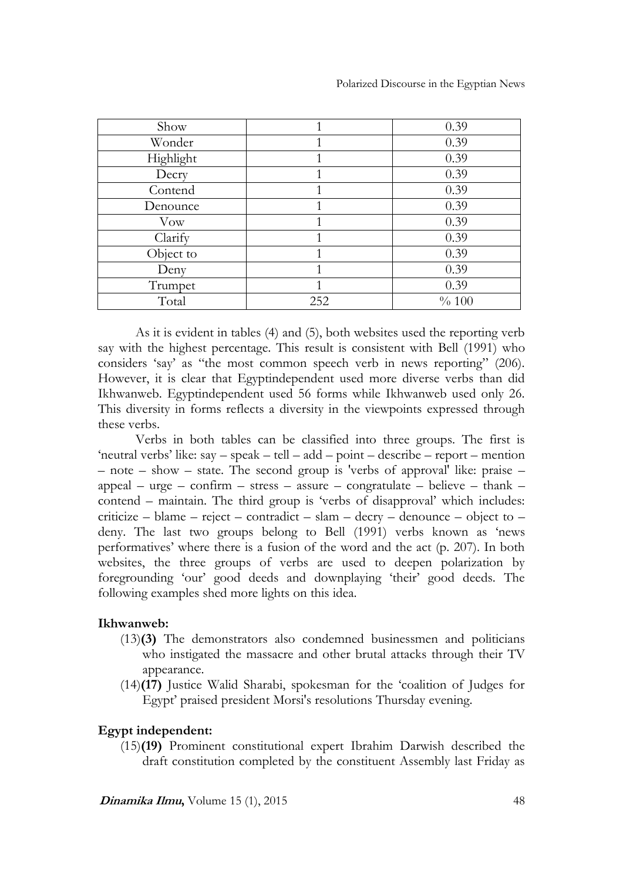| Show | 1 | 0.39 |
|---|---|---|
| Wonder | 1 | 0.39 |
| Highlight | 1 | 0.39 |
| Decry | 1 | 0.39 |
| Contend | 1 | 0.39 |
| Denounce | 1 | 0.39 |
| Vow | 1 | 0.39 |
| Clarify | 1 | 0.39 |
| Object to | 1 | 0.39 |
| Deny | 1 | 0.39 |
| Trumpet | 1 | 0.39 |
| Total | 252 | % 100 |

As it is evident in tables (4) and (5), both websites used the reporting verb say with the highest percentage. This result is consistent with Bell (1991) who considers 'say' as "the most common speech verb in news reporting" (206). However, it is clear that Egyptindependent used more diverse verbs than did Ikhwanweb. Egyptindependent used 56 forms while Ikhwanweb used only 26. This diversity in forms reflects a diversity in the viewpoints expressed through these verbs.

Verbs in both tables can be classified into three groups. The first is 'neutral verbs' like: say – speak – tell – add – point – describe – report – mention – note – show – state. The second group is 'verbs of approval' like: praise – appeal – urge – confirm – stress – assure – congratulate – believe – thank – contend – maintain. The third group is 'verbs of disapproval' which includes: criticize – blame – reject – contradict – slam – decry – denounce – object to – deny. The last two groups belong to Bell (1991) verbs known as 'news performatives' where there is a fusion of the word and the act (p. 207). In both websites, the three groups of verbs are used to deepen polarization by foregrounding 'our' good deeds and downplaying 'their' good deeds. The following examples shed more lights on this idea.

**Ikhwanweb:**

(13)**(3)** The demonstrators also condemned businessmen and politicians who instigated the massacre and other brutal attacks through their TV appearance.

(14)**(17)** Justice Walid Sharabi, spokesman for the 'coalition of Judges for Egypt' praised president Morsi's resolutions Thursday evening.

**Egypt independent:**

(15)**(19)** Prominent constitutional expert Ibrahim Darwish described the draft constitution completed by the constituent Assembly last Friday as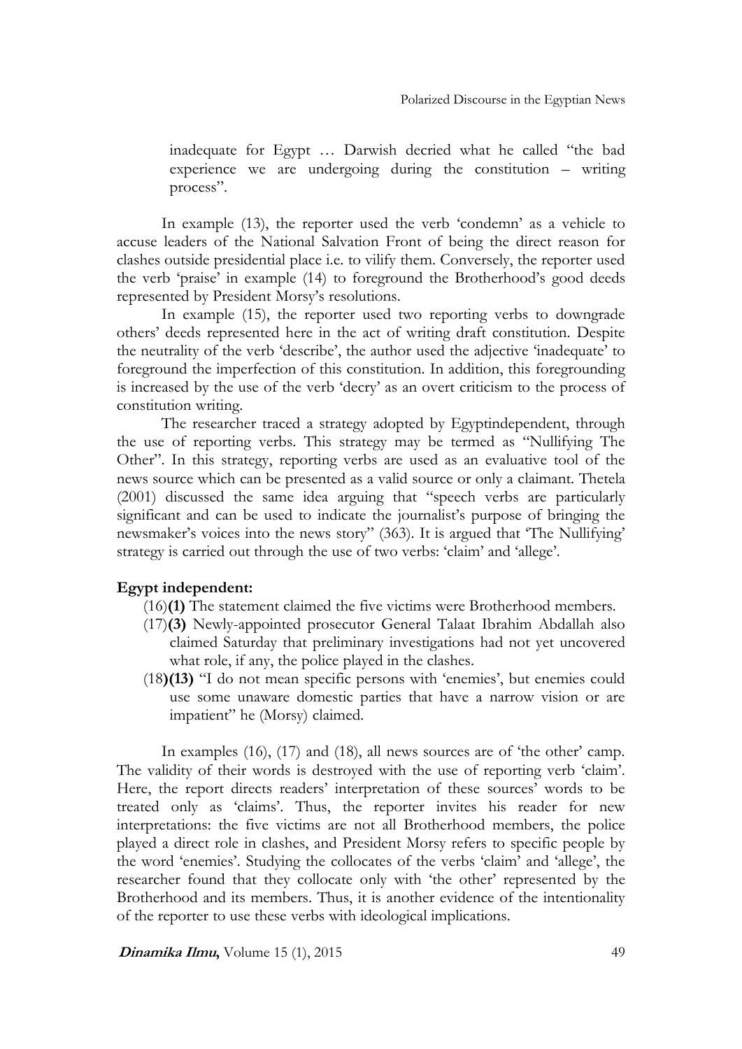inadequate for Egypt … Darwish decried what he called "the bad experience we are undergoing during the constitution – writing process".

In example (13), the reporter used the verb 'condemn' as a vehicle to accuse leaders of the National Salvation Front of being the direct reason for clashes outside presidential place i.e. to vilify them. Conversely, the reporter used the verb 'praise' in example (14) to foreground the Brotherhood's good deeds represented by President Morsy's resolutions.

In example (15), the reporter used two reporting verbs to downgrade others' deeds represented here in the act of writing draft constitution. Despite the neutrality of the verb 'describe', the author used the adjective 'inadequate' to foreground the imperfection of this constitution. In addition, this foregrounding is increased by the use of the verb 'decry' as an overt criticism to the process of constitution writing.

The researcher traced a strategy adopted by Egyptindependent, through the use of reporting verbs. This strategy may be termed as "Nullifying The Other". In this strategy, reporting verbs are used as an evaluative tool of the news source which can be presented as a valid source or only a claimant. Thetela (2001) discussed the same idea arguing that "speech verbs are particularly significant and can be used to indicate the journalist's purpose of bringing the newsmaker's voices into the news story" (363). It is argued that 'The Nullifying' strategy is carried out through the use of two verbs: 'claim' and 'allege'.

**Egypt independent:**

(16)**(1)** The statement claimed the five victims were Brotherhood members.

(17)**(3)** Newly-appointed prosecutor General Talaat Ibrahim Abdallah also claimed Saturday that preliminary investigations had not yet uncovered what role, if any, the police played in the clashes.

(18**)(13)** "I do not mean specific persons with 'enemies', but enemies could use some unaware domestic parties that have a narrow vision or are impatient" he (Morsy) claimed.

In examples (16), (17) and (18), all news sources are of 'the other' camp. The validity of their words is destroyed with the use of reporting verb 'claim'. Here, the report directs readers' interpretation of these sources' words to be treated only as 'claims'. Thus, the reporter invites his reader for new interpretations: the five victims are not all Brotherhood members, the police played a direct role in clashes, and President Morsy refers to specific people by the word 'enemies'. Studying the collocates of the verbs 'claim' and 'allege', the researcher found that they collocate only with 'the other' represented by the Brotherhood and its members. Thus, it is another evidence of the intentionality of the reporter to use these verbs with ideological implications.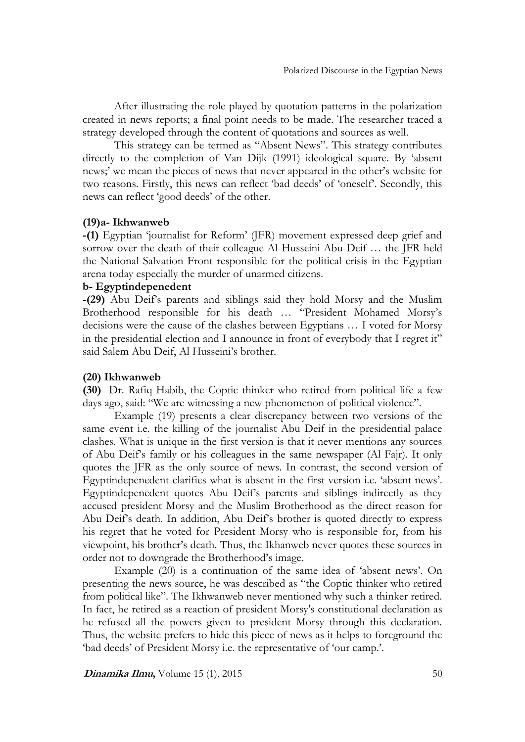After illustrating the role played by quotation patterns in the polarization created in news reports; a final point needs to be made. The researcher traced a strategy developed through the content of quotations and sources as well.

This strategy can be termed as "Absent News". This strategy contributes directly to the completion of Van Dijk (1991) ideological square. By 'absent news;' we mean the pieces of news that never appeared in the other's website for two reasons. Firstly, this news can reflect 'bad deeds' of 'oneself'. Secondly, this news can reflect 'good deeds' of the other.

**(19)a- Ikhwanweb**

**-(1)** Egyptian 'journalist for Reform' (JFR) movement expressed deep grief and sorrow over the death of their colleague Al-Husseini Abu-Deif … the JFR held the National Salvation Front responsible for the political crisis in the Egyptian arena today especially the murder of unarmed citizens.

**b- Egyptindepenedent**

**-(29)** Abu Deif's parents and siblings said they hold Morsy and the Muslim Brotherhood responsible for his death … "President Mohamed Morsy's decisions were the cause of the clashes between Egyptians … I voted for Morsy in the presidential election and I announce in front of everybody that I regret it" said Salem Abu Deif, Al Husseini's brother.

**(20) Ikhwanweb**

**(30)**- Dr. Rafiq Habib, the Coptic thinker who retired from political life a few days ago, said: "We are witnessing a new phenomenon of political violence".

Example (19) presents a clear discrepancy between two versions of the same event i.e. the killing of the journalist Abu Deif in the presidential palace clashes. What is unique in the first version is that it never mentions any sources of Abu Deif's family or his colleagues in the same newspaper (Al Fajr). It only quotes the JFR as the only source of news. In contrast, the second version of Egyptindepenedent clarifies what is absent in the first version i.e. 'absent news'. Egyptindepenedent quotes Abu Deif's parents and siblings indirectly as they accused president Morsy and the Muslim Brotherhood as the direct reason for Abu Deif's death. In addition, Abu Deif's brother is quoted directly to express his regret that he voted for President Morsy who is responsible for, from his viewpoint, his brother's death. Thus, the Ikhanweb never quotes these sources in order not to downgrade the Brotherhood's image.

Example (20) is a continuation of the same idea of 'absent news'. On presenting the news source, he was described as "the Coptic thinker who retired from political like". The Ikhwanweb never mentioned why such a thinker retired. In fact, he retired as a reaction of president Morsy's constitutional declaration as he refused all the powers given to president Morsy through this declaration. Thus, the website prefers to hide this piece of news as it helps to foreground the 'bad deeds' of President Morsy i.e. the representative of 'our camp.'.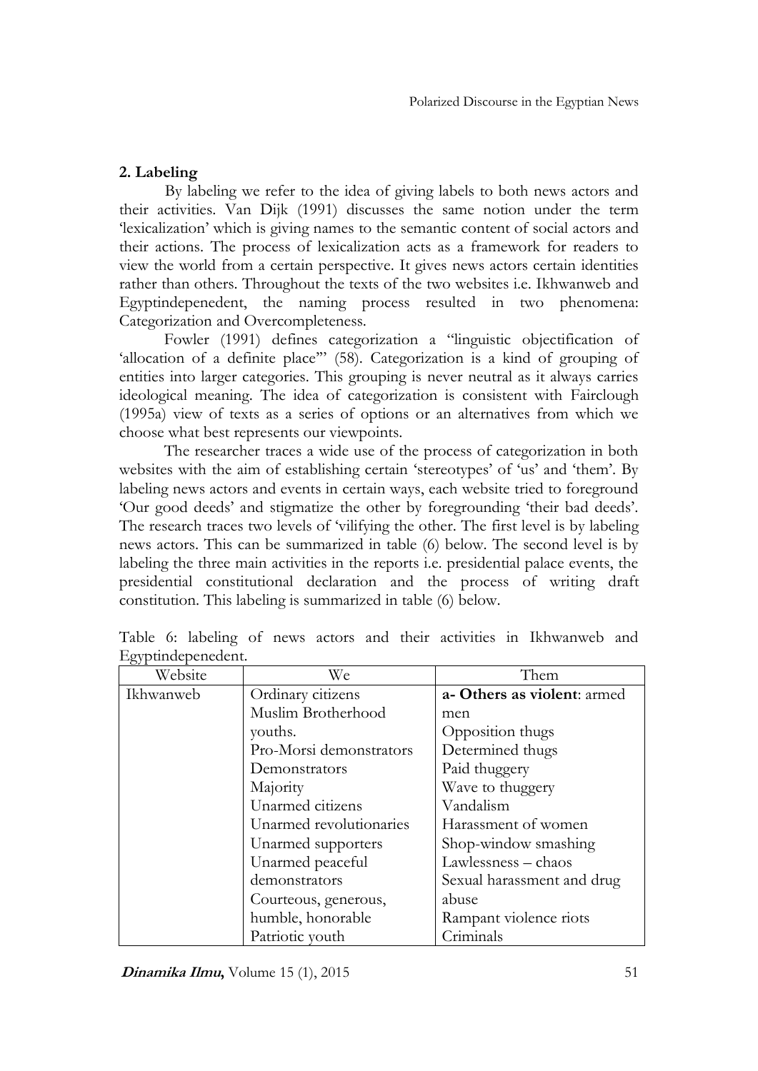## 2. Labeling

By labeling we refer to the idea of giving labels to both news actors and their activities. Van Dijk (1991) discusses the same notion under the term 'lexicalization' which is giving names to the semantic content of social actors and their actions. The process of lexicalization acts as a framework for readers to view the world from a certain perspective. It gives news actors certain identities rather than others. Throughout the texts of the two websites i.e. Ikhwanweb and Egyptindepenedent, the naming process resulted in two phenomena: Categorization and Overcompleteness.

Fowler (1991) defines categorization a "linguistic objectification of 'allocation of a definite place'" (58). Categorization is a kind of grouping of entities into larger categories. This grouping is never neutral as it always carries ideological meaning. The idea of categorization is consistent with Fairclough (1995a) view of texts as a series of options or an alternatives from which we choose what best represents our viewpoints.

The researcher traces a wide use of the process of categorization in both websites with the aim of establishing certain 'stereotypes' of 'us' and 'them'. By labeling news actors and events in certain ways, each website tried to foreground 'Our good deeds' and stigmatize the other by foregrounding 'their bad deeds'. The research traces two levels of 'vilifying the other. The first level is by labeling news actors. This can be summarized in table (6) below. The second level is by labeling the three main activities in the reports i.e. presidential palace events, the presidential constitutional declaration and the process of writing draft constitution. This labeling is summarized in table (6) below.

Table 6: labeling of news actors and their activities in Ikhwanweb and Egyptindepenedent.

| Website | We | Them |
|---|---|---|
| Ikhwanweb | Ordinary citizens<br>Muslim Brotherhood youths.<br>Pro-Morsi demonstrators<br>Demonstrators<br>Majority<br>Unarmed citizens<br>Unarmed revolutionaries<br>Unarmed supporters<br>Unarmed peaceful demonstrators<br>Courteous, generous, humble, honorable<br>Patriotic youth | **a- Others as violent**: armed men<br>Opposition thugs<br>Determined thugs<br>Paid thuggery<br>Wave to thuggery<br>Vandalism<br>Harassment of women<br>Shop-window smashing<br>Lawlessness – chaos<br>Sexual harassment and drug abuse<br>Rampant violence riots<br>Criminals |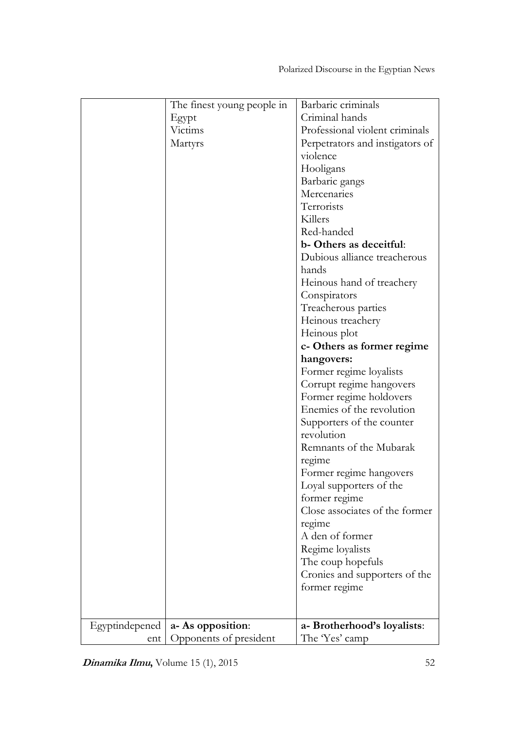| | | |
|---|---|---|
| | The finest young people in Egypt<br>Victims<br>Martyrs | Barbaric criminals<br>Criminal hands<br>Professional violent criminals<br>Perpetrators and instigators of violence<br>Hooligans<br>Barbaric gangs<br>Mercenaries<br>Terrorists<br>Killers<br>Red-handed<br>**b- Others as deceitful**:<br>Dubious alliance treacherous hands<br>Heinous hand of treachery<br>Conspirators<br>Treacherous parties<br>Heinous treachery<br>Heinous plot<br>**c- Others as former regime hangovers:**<br>Former regime loyalists<br>Corrupt regime hangovers<br>Former regime holdovers<br>Enemies of the revolution<br>Supporters of the counter revolution<br>Remnants of the Mubarak regime<br>Former regime hangovers<br>Loyal supporters of the former regime<br>Close associates of the former regime<br>A den of former<br>Regime loyalists<br>The coup hopefuls<br>Cronies and supporters of the former regime |
| Egyptindepenedent | **a- As opposition**:<br>Opponents of president | **a- Brotherhood's loyalists**:<br>The 'Yes' camp |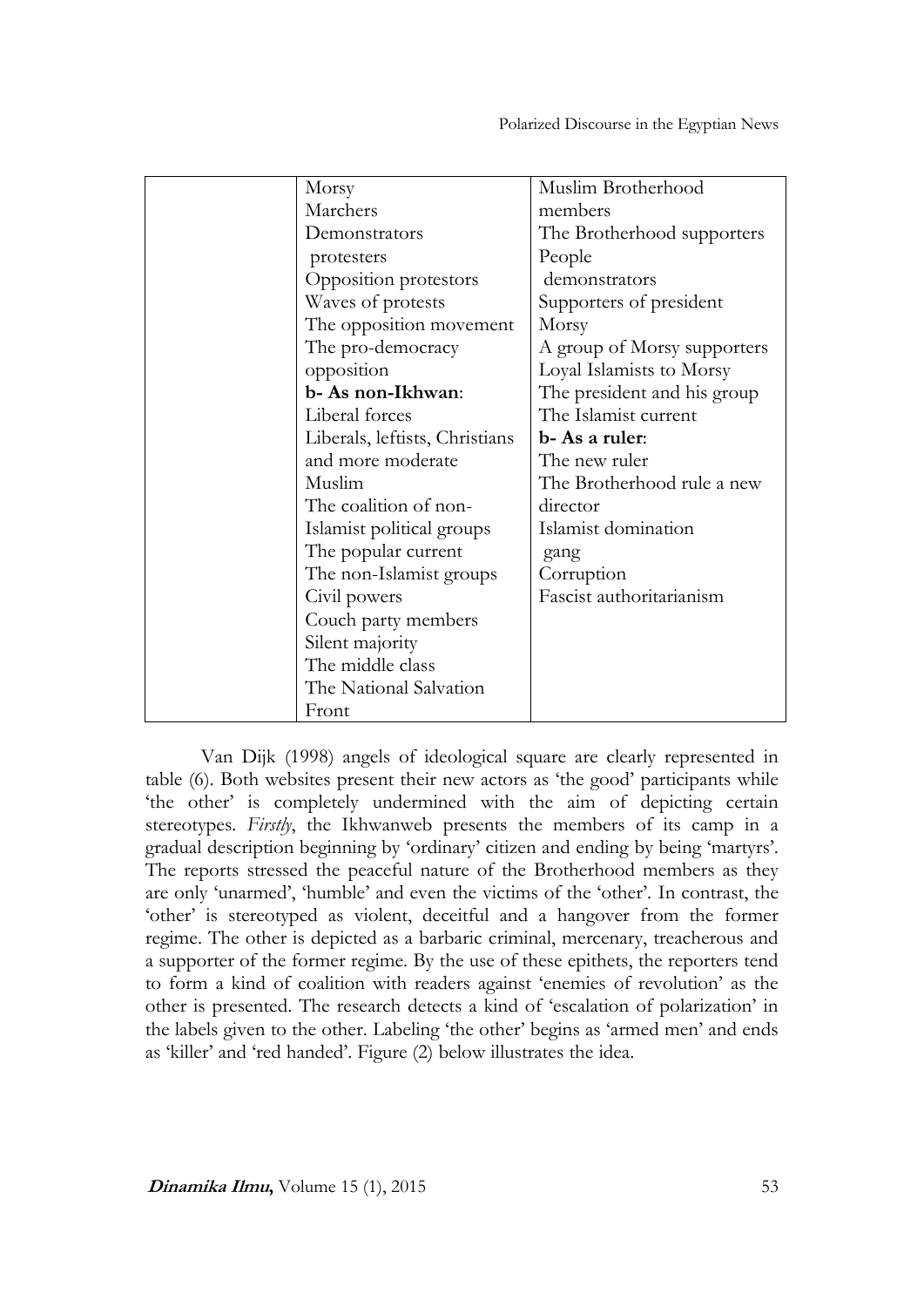| | Morsy<br>Marchers<br>Demonstrators<br>protesters<br>Opposition protestors<br>Waves of protests<br>The opposition movement<br>The pro-democracy opposition<br>**b- As non-Ikhwan**:<br>Liberal forces<br>Liberals, leftists, Christians and more moderate Muslim<br>The coalition of non-Islamist political groups<br>The popular current<br>The non-Islamist groups<br>Civil powers<br>Couch party members<br>Silent majority<br>The middle class<br>The National Salvation Front | Muslim Brotherhood members<br>The Brotherhood supporters<br>People<br>demonstrators<br>Supporters of president Morsy<br>A group of Morsy supporters<br>Loyal Islamists to Morsy<br>The president and his group<br>The Islamist current<br>**b- As a ruler**:<br>The new ruler<br>The Brotherhood rule a new director<br>Islamist domination<br>gang<br>Corruption<br>Fascist authoritarianism |
|---|---|---|

Van Dijk (1998) angels of ideological square are clearly represented in table (6). Both websites present their new actors as 'the good' participants while 'the other' is completely undermined with the aim of depicting certain stereotypes. *Firstly*, the Ikhwanweb presents the members of its camp in a gradual description beginning by 'ordinary' citizen and ending by being 'martyrs'. The reports stressed the peaceful nature of the Brotherhood members as they are only 'unarmed', 'humble' and even the victims of the 'other'. In contrast, the 'other' is stereotyped as violent, deceitful and a hangover from the former regime. The other is depicted as a barbaric criminal, mercenary, treacherous and a supporter of the former regime. By the use of these epithets, the reporters tend to form a kind of coalition with readers against 'enemies of revolution' as the other is presented. The research detects a kind of 'escalation of polarization' in the labels given to the other. Labeling 'the other' begins as 'armed men' and ends as 'killer' and 'red handed'. Figure (2) below illustrates the idea.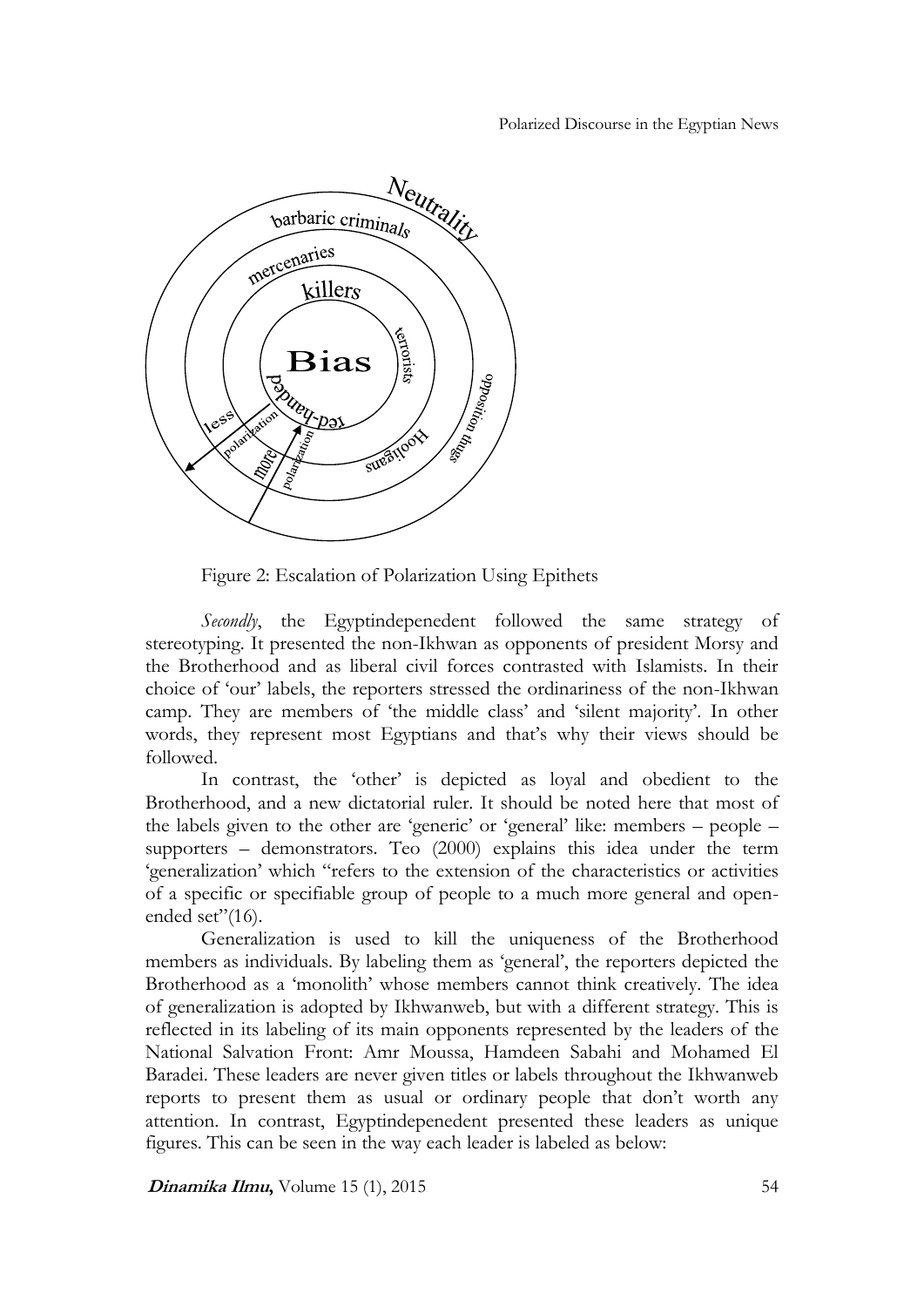Figure 2: Escalation of Polarization Using Epithets

*Secondly*, the Egyptindepenedent followed the same strategy of stereotyping. It presented the non-Ikhwan as opponents of president Morsy and the Brotherhood and as liberal civil forces contrasted with Islamists. In their choice of 'our' labels, the reporters stressed the ordinariness of the non-Ikhwan camp. They are members of 'the middle class' and 'silent majority'. In other words, they represent most Egyptians and that's why their views should be followed.

In contrast, the 'other' is depicted as loyal and obedient to the Brotherhood, and a new dictatorial ruler. It should be noted here that most of the labels given to the other are 'generic' or 'general' like: members – people – supporters – demonstrators. Teo (2000) explains this idea under the term 'generalization' which "refers to the extension of the characteristics or activities of a specific or specifiable group of people to a much more general and open-ended set"(16).

Generalization is used to kill the uniqueness of the Brotherhood members as individuals. By labeling them as 'general', the reporters depicted the Brotherhood as a 'monolith' whose members cannot think creatively. The idea of generalization is adopted by Ikhwanweb, but with a different strategy. This is reflected in its labeling of its main opponents represented by the leaders of the National Salvation Front: Amr Moussa, Hamdeen Sabahi and Mohamed El Baradei. These leaders are never given titles or labels throughout the Ikhwanweb reports to present them as usual or ordinary people that don't worth any attention. In contrast, Egyptindepenedent presented these leaders as unique figures. This can be seen in the way each leader is labeled as below: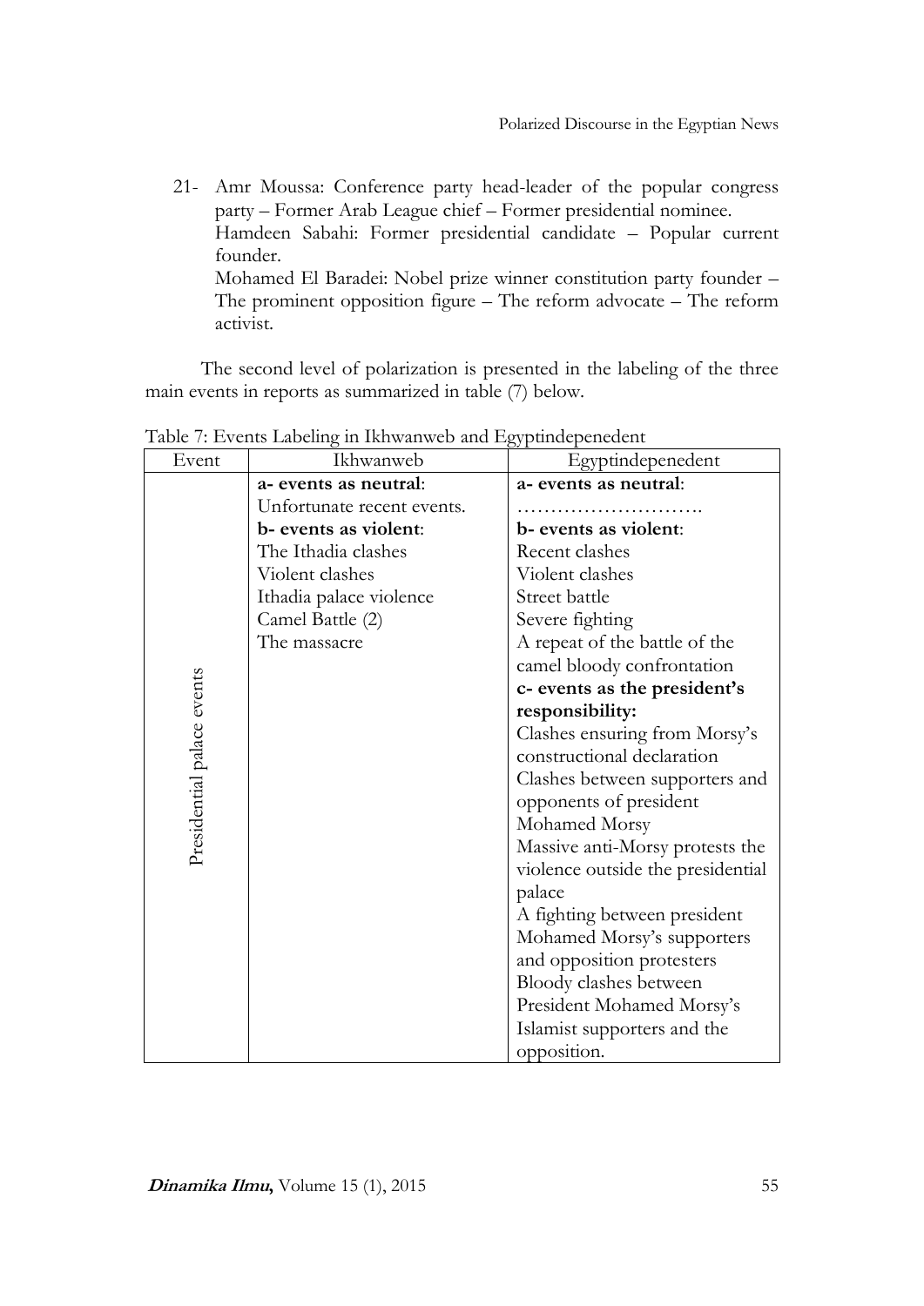21- Amr Moussa: Conference party head-leader of the popular congress party – Former Arab League chief – Former presidential nominee.
Hamdeen Sabahi: Former presidential candidate – Popular current founder.
Mohamed El Baradei: Nobel prize winner constitution party founder – The prominent opposition figure – The reform advocate – The reform activist.

The second level of polarization is presented in the labeling of the three main events in reports as summarized in table (7) below.

Table 7: Events Labeling in Ikhwanweb and Egyptindepenedent

| Event | Ikhwanweb | Egyptindepenedent |
|---|---|---|
| Presidential palace events | **a- events as neutral**:<br>Unfortunate recent events.<br>**b- events as violent**:<br>The Ithadia clashes<br>Violent clashes<br>Ithadia palace violence<br>Camel Battle (2)<br>The massacre | **a- events as neutral**:<br>……………………….<br>**b- events as violent**:<br>Recent clashes<br>Violent clashes<br>Street battle<br>Severe fighting<br>A repeat of the battle of the camel bloody confrontation<br>**c- events as the president's responsibility:**<br>Clashes ensuring from Morsy's constructional declaration<br>Clashes between supporters and opponents of president Mohamed Morsy<br>Massive anti-Morsy protests the violence outside the presidential palace<br>A fighting between president Mohamed Morsy's supporters and opposition protesters<br>Bloody clashes between President Mohamed Morsy's Islamist supporters and the opposition. |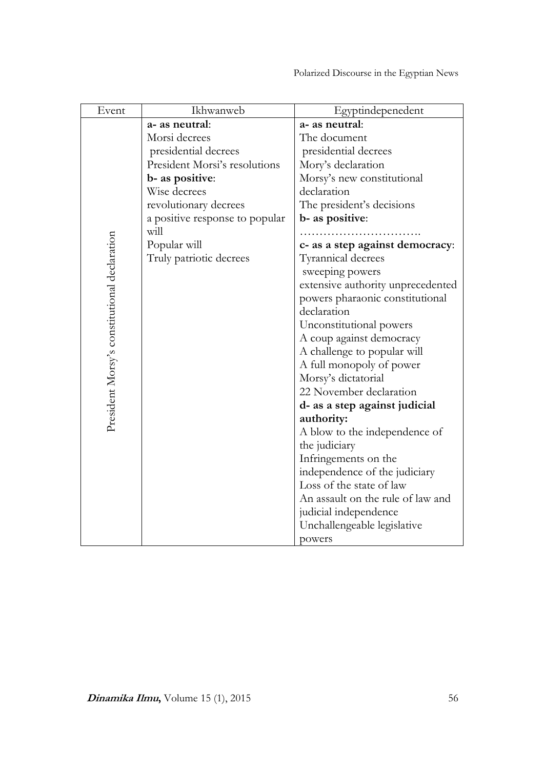| Event | Ikhwanweb | Egyptindepenedent |
|---|---|---|
| President Morsy's constitutional declaration | **a- as neutral**:<br>Morsi decrees<br>presidential decrees<br>President Morsi's resolutions<br>**b- as positive**:<br>Wise decrees<br>revolutionary decrees<br>a positive response to popular will<br>Popular will<br>Truly patriotic decrees | **a- as neutral**:<br>The document<br>presidential decrees<br>Mory's declaration<br>Morsy's new constitutional declaration<br>The president's decisions<br>**b- as positive**:<br>…………………………..<br>**c- as a step against democracy**:<br>Tyrannical decrees<br>sweeping powers<br>extensive authority unprecedented powers pharaonic constitutional declaration<br>Unconstitutional powers<br>A coup against democracy<br>A challenge to popular will<br>A full monopoly of power<br>Morsy's dictatorial<br>22 November declaration<br>**d- as a step against judicial authority:**<br>A blow to the independence of the judiciary<br>Infringements on the independence of the judiciary<br>Loss of the state of law<br>An assault on the rule of law and judicial independence<br>Unchallengeable legislative powers |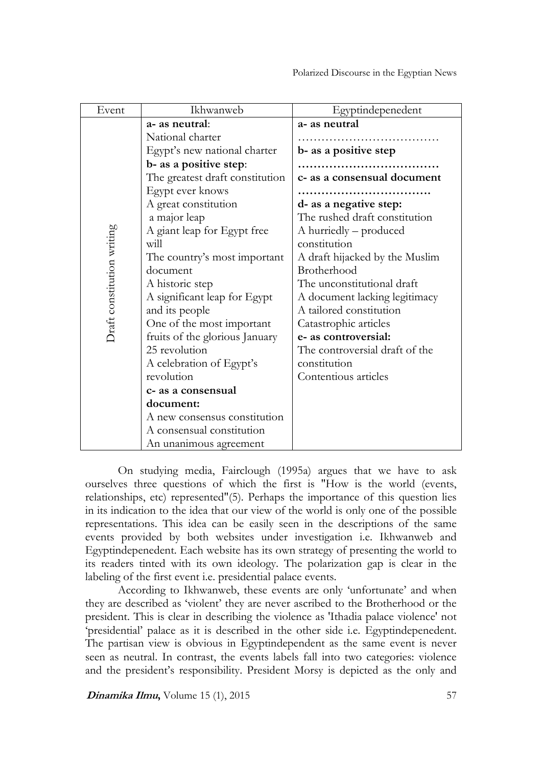| Event | Ikhwanweb | Egyptindepenedent |
|---|---|---|
| Draft constitution writing | **a- as neutral**:<br>National charter<br>Egypt's new national charter<br>**b- as a positive step**:<br>The greatest draft constitution Egypt ever knows<br>A great constitution<br>a major leap<br>A giant leap for Egypt free will<br>The country's most important document<br>A historic step<br>A significant leap for Egypt and its people<br>One of the most important fruits of the glorious January 25 revolution<br>A celebration of Egypt's revolution<br>**c- as a consensual document:**<br>A new consensus constitution<br>A consensual constitution<br>An unanimous agreement | **a- as neutral**<br>………………………………<br>**b- as a positive step**<br>………………………………<br>**c- as a consensual document**<br>…………………………….<br>**d- as a negative step:**<br>The rushed draft constitution<br>A hurriedly – produced constitution<br>A draft hijacked by the Muslim Brotherhood<br>The unconstitutional draft<br>A document lacking legitimacy<br>A tailored constitution<br>Catastrophic articles<br>**e- as controversial:**<br>The controversial draft of the constitution<br>Contentious articles |

On studying media, Fairclough (1995a) argues that we have to ask ourselves three questions of which the first is "How is the world (events, relationships, etc) represented"(5). Perhaps the importance of this question lies in its indication to the idea that our view of the world is only one of the possible representations. This idea can be easily seen in the descriptions of the same events provided by both websites under investigation i.e. Ikhwanweb and Egyptindepenedent. Each website has its own strategy of presenting the world to its readers tinted with its own ideology. The polarization gap is clear in the labeling of the first event i.e. presidential palace events.

According to Ikhwanweb, these events are only 'unfortunate' and when they are described as 'violent' they are never ascribed to the Brotherhood or the president. This is clear in describing the violence as 'Ithadia palace violence' not 'presidential' palace as it is described in the other side i.e. Egyptindepenedent. The partisan view is obvious in Egyptindependent as the same event is never seen as neutral. In contrast, the events labels fall into two categories: violence and the president's responsibility. President Morsy is depicted as the only and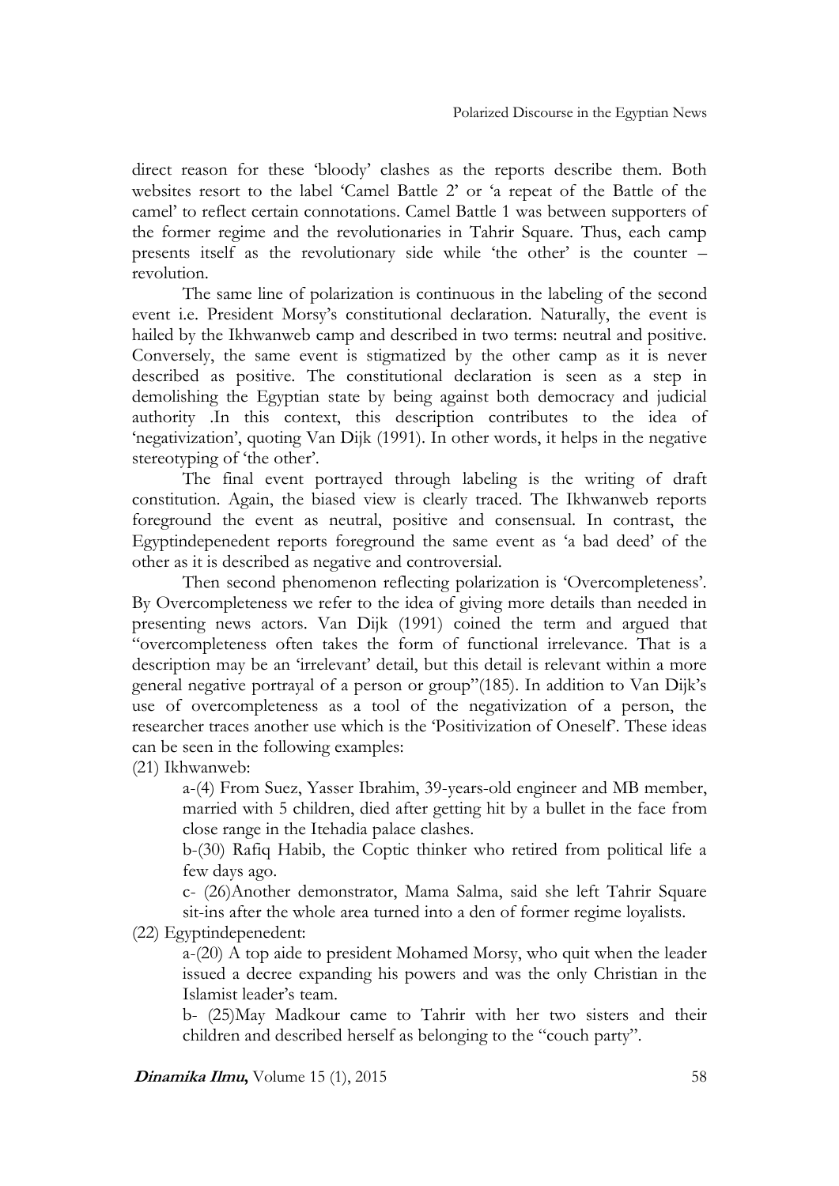direct reason for these 'bloody' clashes as the reports describe them. Both websites resort to the label 'Camel Battle 2' or 'a repeat of the Battle of the camel' to reflect certain connotations. Camel Battle 1 was between supporters of the former regime and the revolutionaries in Tahrir Square. Thus, each camp presents itself as the revolutionary side while 'the other' is the counter – revolution.

The same line of polarization is continuous in the labeling of the second event i.e. President Morsy's constitutional declaration. Naturally, the event is hailed by the Ikhwanweb camp and described in two terms: neutral and positive. Conversely, the same event is stigmatized by the other camp as it is never described as positive. The constitutional declaration is seen as a step in demolishing the Egyptian state by being against both democracy and judicial authority .In this context, this description contributes to the idea of 'negativization', quoting Van Dijk (1991). In other words, it helps in the negative stereotyping of 'the other'.

The final event portrayed through labeling is the writing of draft constitution. Again, the biased view is clearly traced. The Ikhwanweb reports foreground the event as neutral, positive and consensual. In contrast, the Egyptindepenedent reports foreground the same event as 'a bad deed' of the other as it is described as negative and controversial.

Then second phenomenon reflecting polarization is 'Overcompleteness'. By Overcompleteness we refer to the idea of giving more details than needed in presenting news actors. Van Dijk (1991) coined the term and argued that "overcompleteness often takes the form of functional irrelevance. That is a description may be an 'irrelevant' detail, but this detail is relevant within a more general negative portrayal of a person or group"(185). In addition to Van Dijk's use of overcompleteness as a tool of the negativization of a person, the researcher traces another use which is the 'Positivization of Oneself'. These ideas can be seen in the following examples:

(21) Ikhwanweb:

a-(4) From Suez, Yasser Ibrahim, 39-years-old engineer and MB member, married with 5 children, died after getting hit by a bullet in the face from close range in the Itehadia palace clashes.

b-(30) Rafiq Habib, the Coptic thinker who retired from political life a few days ago.

c- (26)Another demonstrator, Mama Salma, said she left Tahrir Square sit-ins after the whole area turned into a den of former regime loyalists.

(22) Egyptindepenedent:

a-(20) A top aide to president Mohamed Morsy, who quit when the leader issued a decree expanding his powers and was the only Christian in the Islamist leader's team.

b- (25)May Madkour came to Tahrir with her two sisters and their children and described herself as belonging to the "couch party".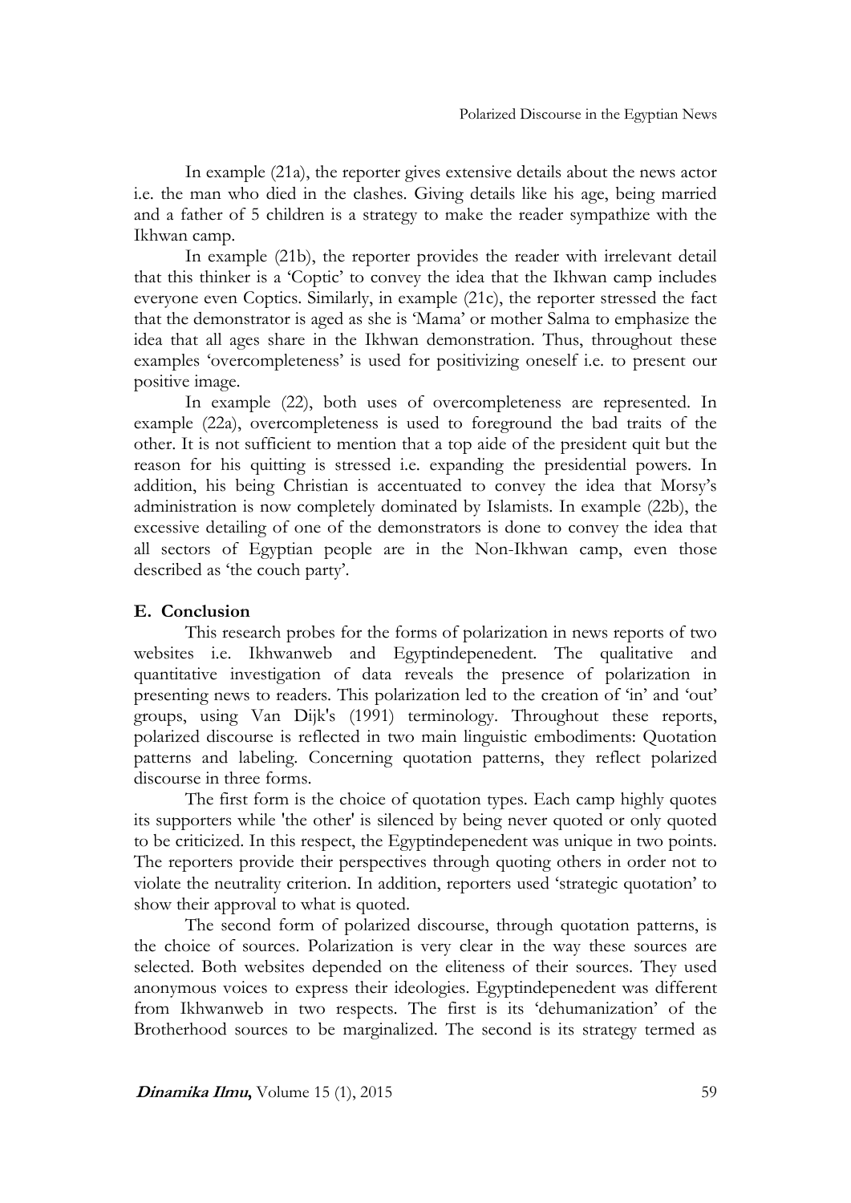In example (21a), the reporter gives extensive details about the news actor i.e. the man who died in the clashes. Giving details like his age, being married and a father of 5 children is a strategy to make the reader sympathize with the Ikhwan camp.

In example (21b), the reporter provides the reader with irrelevant detail that this thinker is a 'Coptic' to convey the idea that the Ikhwan camp includes everyone even Coptics. Similarly, in example (21c), the reporter stressed the fact that the demonstrator is aged as she is 'Mama' or mother Salma to emphasize the idea that all ages share in the Ikhwan demonstration. Thus, throughout these examples 'overcompleteness' is used for positivizing oneself i.e. to present our positive image.

In example (22), both uses of overcompleteness are represented. In example (22a), overcompleteness is used to foreground the bad traits of the other. It is not sufficient to mention that a top aide of the president quit but the reason for his quitting is stressed i.e. expanding the presidential powers. In addition, his being Christian is accentuated to convey the idea that Morsy's administration is now completely dominated by Islamists. In example (22b), the excessive detailing of one of the demonstrators is done to convey the idea that all sectors of Egyptian people are in the Non-Ikhwan camp, even those described as 'the couch party'.

## E. Conclusion

This research probes for the forms of polarization in news reports of two websites i.e. Ikhwanweb and Egyptindepenedent. The qualitative and quantitative investigation of data reveals the presence of polarization in presenting news to readers. This polarization led to the creation of 'in' and 'out' groups, using Van Dijk's (1991) terminology. Throughout these reports, polarized discourse is reflected in two main linguistic embodiments: Quotation patterns and labeling. Concerning quotation patterns, they reflect polarized discourse in three forms.

The first form is the choice of quotation types. Each camp highly quotes its supporters while 'the other' is silenced by being never quoted or only quoted to be criticized. In this respect, the Egyptindepenedent was unique in two points. The reporters provide their perspectives through quoting others in order not to violate the neutrality criterion. In addition, reporters used 'strategic quotation' to show their approval to what is quoted.

The second form of polarized discourse, through quotation patterns, is the choice of sources. Polarization is very clear in the way these sources are selected. Both websites depended on the eliteness of their sources. They used anonymous voices to express their ideologies. Egyptindepenedent was different from Ikhwanweb in two respects. The first is its 'dehumanization' of the Brotherhood sources to be marginalized. The second is its strategy termed as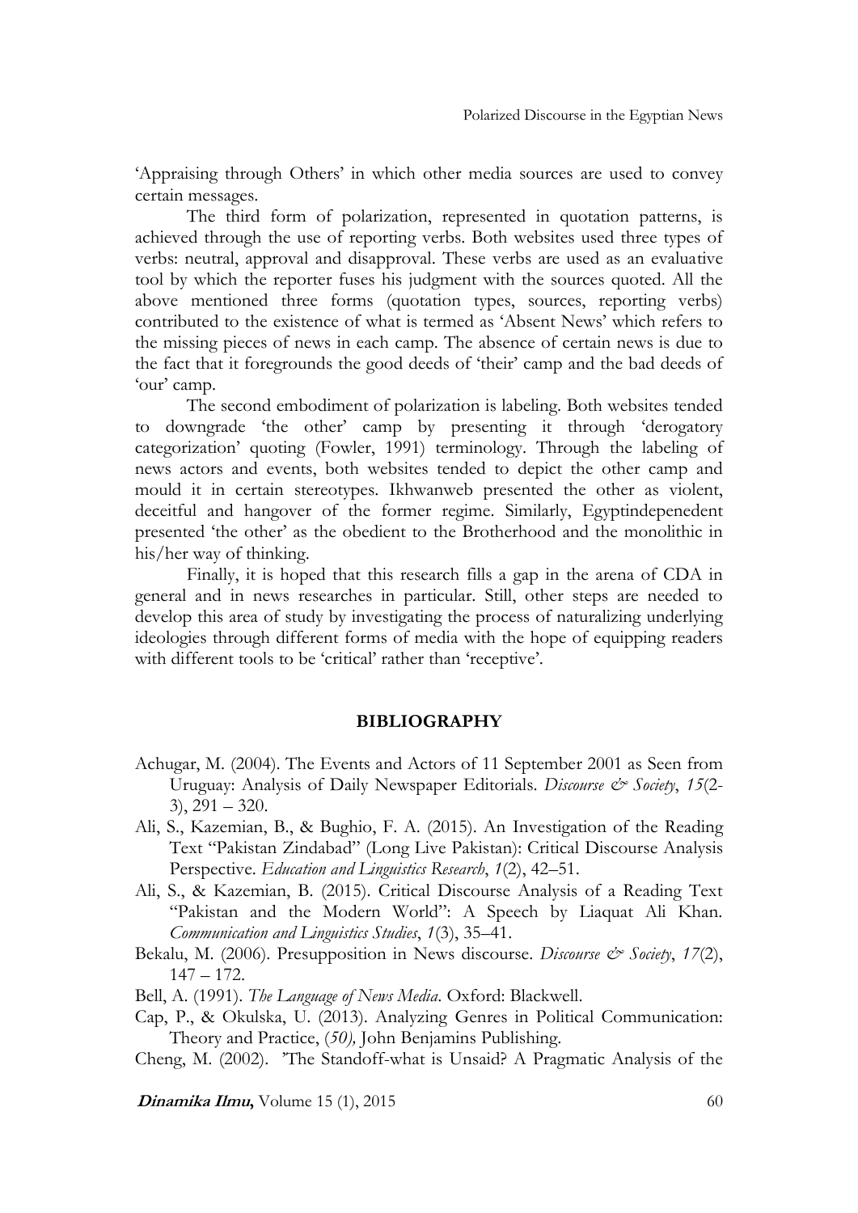'Appraising through Others' in which other media sources are used to convey certain messages.

The third form of polarization, represented in quotation patterns, is achieved through the use of reporting verbs. Both websites used three types of verbs: neutral, approval and disapproval. These verbs are used as an evaluative tool by which the reporter fuses his judgment with the sources quoted. All the above mentioned three forms (quotation types, sources, reporting verbs) contributed to the existence of what is termed as 'Absent News' which refers to the missing pieces of news in each camp. The absence of certain news is due to the fact that it foregrounds the good deeds of 'their' camp and the bad deeds of 'our' camp.

The second embodiment of polarization is labeling. Both websites tended to downgrade 'the other' camp by presenting it through 'derogatory categorization' quoting (Fowler, 1991) terminology. Through the labeling of news actors and events, both websites tended to depict the other camp and mould it in certain stereotypes. Ikhwanweb presented the other as violent, deceitful and hangover of the former regime. Similarly, Egyptindepenedent presented 'the other' as the obedient to the Brotherhood and the monolithic in his/her way of thinking.

Finally, it is hoped that this research fills a gap in the arena of CDA in general and in news researches in particular. Still, other steps are needed to develop this area of study by investigating the process of naturalizing underlying ideologies through different forms of media with the hope of equipping readers with different tools to be 'critical' rather than 'receptive'.

## BIBLIOGRAPHY

Achugar, M. (2004). The Events and Actors of 11 September 2001 as Seen from Uruguay: Analysis of Daily Newspaper Editorials. *Discourse & Society*, *15*(2-3), 291 – 320.

Ali, S., Kazemian, B., & Bughio, F. A. (2015). An Investigation of the Reading Text "Pakistan Zindabad" (Long Live Pakistan): Critical Discourse Analysis Perspective. *Education and Linguistics Research*, *1*(2), 42–51.

Ali, S., & Kazemian, B. (2015). Critical Discourse Analysis of a Reading Text "Pakistan and the Modern World": A Speech by Liaquat Ali Khan. *Communication and Linguistics Studies*, *1*(3), 35–41.

Bekalu, M. (2006). Presupposition in News discourse. *Discourse & Society*, *17*(2), 147 – 172.

Bell, A. (1991). *The Language of News Media*. Oxford: Blackwell.

Cap, P., & Okulska, U. (2013). Analyzing Genres in Political Communication: Theory and Practice, (*50),* John Benjamins Publishing.

Cheng, M. (2002). 'The Standoff-what is Unsaid? A Pragmatic Analysis of the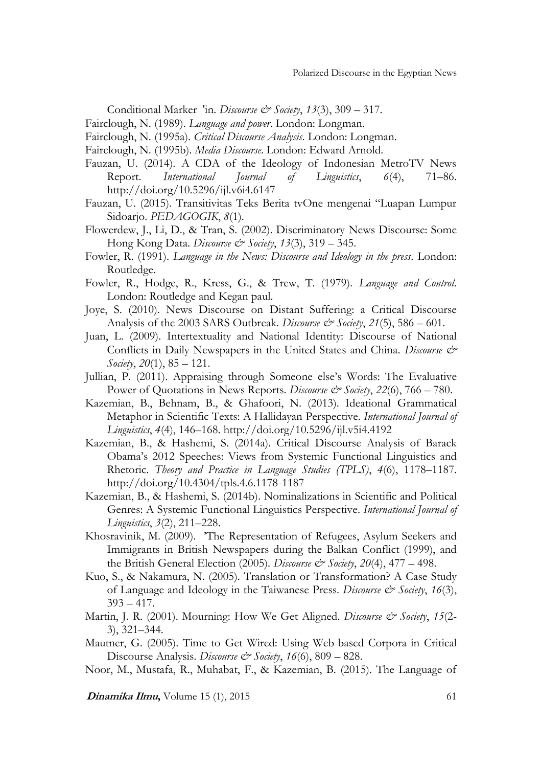Conditional Marker 'in. *Discourse & Society*, *13*(3), 309 – 317.

Fairclough, N. (1989). *Language and power*. London: Longman.

Fairclough, N. (1995a). *Critical Discourse Analysis*. London: Longman.

Fairclough, N. (1995b). *Media Discourse*. London: Edward Arnold.

Fauzan, U. (2014). A CDA of the Ideology of Indonesian MetroTV News Report. *International Journal of Linguistics*, *6*(4), 71–86. http://doi.org/10.5296/ijl.v6i4.6147

Fauzan, U. (2015). Transitivitas Teks Berita tvOne mengenai "Luapan Lumpur Sidoarjo. *PEDAGOGIK*, *8*(1).

Flowerdew, J., Li, D., & Tran, S. (2002). Discriminatory News Discourse: Some Hong Kong Data. *Discourse & Society*, *13*(3), 319 – 345.

Fowler, R. (1991). *Language in the News: Discourse and Ideology in the press*. London: Routledge.

Fowler, R., Hodge, R., Kress, G., & Trew, T. (1979). *Language and Control*. London: Routledge and Kegan paul.

Joye, S. (2010). News Discourse on Distant Suffering: a Critical Discourse Analysis of the 2003 SARS Outbreak. *Discourse & Society*, *21*(5), 586 – 601.

Juan, L. (2009). Intertextuality and National Identity: Discourse of National Conflicts in Daily Newspapers in the United States and China. *Discourse & Society*, *20*(1), 85 – 121.

Jullian, P. (2011). Appraising through Someone else's Words: The Evaluative Power of Quotations in News Reports. *Discourse & Society*, *22*(6), 766 – 780.

Kazemian, B., Behnam, B., & Ghafoori, N. (2013). Ideational Grammatical Metaphor in Scientific Texts: A Hallidayan Perspective. *International Journal of Linguistics*, *4*(4), 146–168. http://doi.org/10.5296/ijl.v5i4.4192

Kazemian, B., & Hashemi, S. (2014a). Critical Discourse Analysis of Barack Obama's 2012 Speeches: Views from Systemic Functional Linguistics and Rhetoric. *Theory and Practice in Language Studies (TPLS)*, *4*(6), 1178–1187. http://doi.org/10.4304/tpls.4.6.1178-1187

Kazemian, B., & Hashemi, S. (2014b). Nominalizations in Scientific and Political Genres: A Systemic Functional Linguistics Perspective. *International Journal of Linguistics*, *3*(2), 211–228.

Khosravinik, M. (2009). 'The Representation of Refugees, Asylum Seekers and Immigrants in British Newspapers during the Balkan Conflict (1999), and the British General Election (2005). *Discourse & Society*, *20*(4), 477 – 498.

Kuo, S., & Nakamura, N. (2005). Translation or Transformation? A Case Study of Language and Ideology in the Taiwanese Press. *Discourse & Society*, *16*(3), 393 – 417.

Martin, J. R. (2001). Mourning: How We Get Aligned. *Discourse & Society*, *15*(2-3), 321–344.

Mautner, G. (2005). Time to Get Wired: Using Web-based Corpora in Critical Discourse Analysis. *Discourse & Society*, *16*(6), 809 – 828.

Noor, M., Mustafa, R., Muhabat, F., & Kazemian, B. (2015). The Language of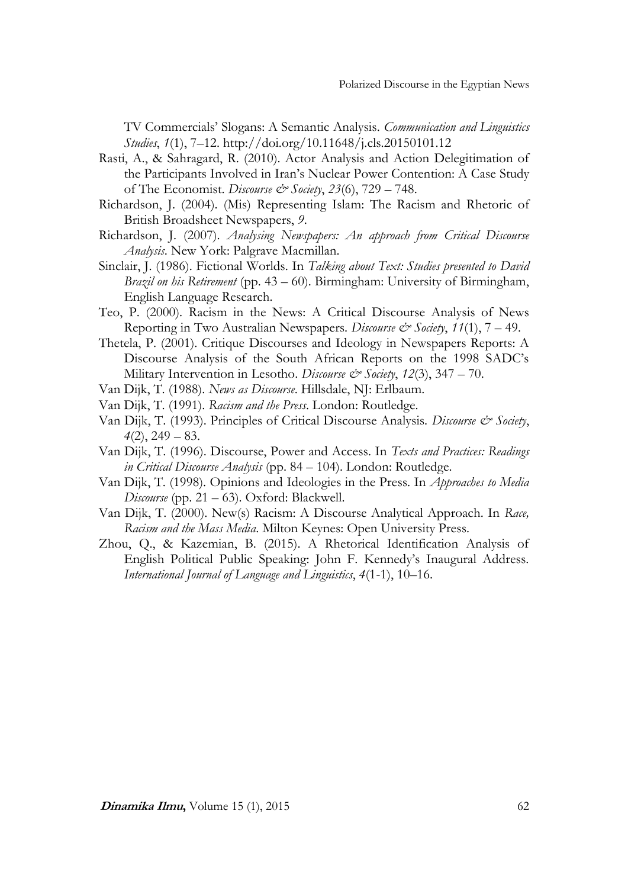TV Commercials' Slogans: A Semantic Analysis. *Communication and Linguistics Studies*, *1*(1), 7–12. http://doi.org/10.11648/j.cls.20150101.12

Rasti, A., & Sahragard, R. (2010). Actor Analysis and Action Delegitimation of the Participants Involved in Iran's Nuclear Power Contention: A Case Study of The Economist. *Discourse & Society*, *23*(6), 729 – 748.

Richardson, J. (2004). (Mis) Representing Islam: The Racism and Rhetoric of British Broadsheet Newspapers, *9*.

Richardson, J. (2007). *Analysing Newspapers: An approach from Critical Discourse Analysis*. New York: Palgrave Macmillan.

Sinclair, J. (1986). Fictional Worlds. In *Talking about Text: Studies presented to David Brazil on his Retirement* (pp. 43 – 60). Birmingham: University of Birmingham, English Language Research.

Teo, P. (2000). Racism in the News: A Critical Discourse Analysis of News Reporting in Two Australian Newspapers. *Discourse & Society*, *11*(1), 7 – 49.

Thetela, P. (2001). Critique Discourses and Ideology in Newspapers Reports: A Discourse Analysis of the South African Reports on the 1998 SADC's Military Intervention in Lesotho. *Discourse & Society*, *12*(3), 347 – 70.

Van Dijk, T. (1988). *News as Discourse*. Hillsdale, NJ: Erlbaum.

Van Dijk, T. (1991). *Racism and the Press*. London: Routledge.

Van Dijk, T. (1993). Principles of Critical Discourse Analysis. *Discourse & Society*, *4*(2), 249 – 83.

Van Dijk, T. (1996). Discourse, Power and Access. In *Texts and Practices: Readings in Critical Discourse Analysis* (pp. 84 – 104). London: Routledge.

Van Dijk, T. (1998). Opinions and Ideologies in the Press. In *Approaches to Media Discourse* (pp. 21 – 63). Oxford: Blackwell.

Van Dijk, T. (2000). New(s) Racism: A Discourse Analytical Approach. In *Race, Racism and the Mass Media*. Milton Keynes: Open University Press.

Zhou, Q., & Kazemian, B. (2015). A Rhetorical Identification Analysis of English Political Public Speaking: John F. Kennedy's Inaugural Address. *International Journal of Language and Linguistics*, *4*(1-1), 10–16.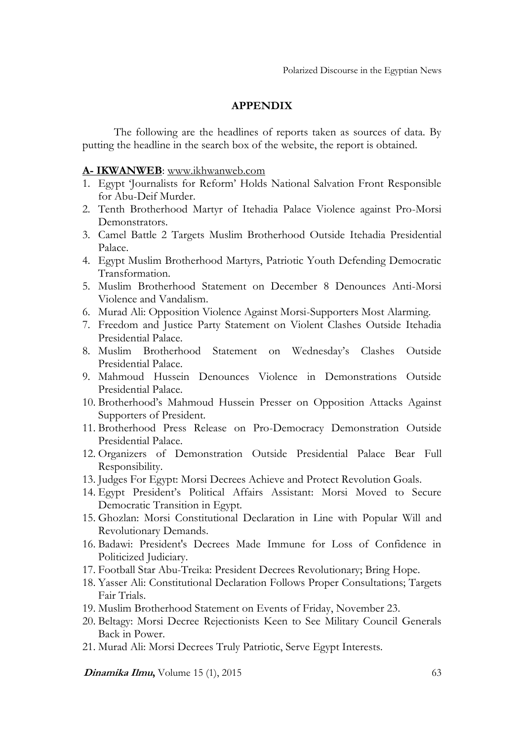## APPENDIX

The following are the headlines of reports taken as sources of data. By putting the headline in the search box of the website, the report is obtained.

**A- IKWANWEB**: www.ikhwanweb.com

1. Egypt 'Journalists for Reform' Holds National Salvation Front Responsible for Abu-Deif Murder.
2. Tenth Brotherhood Martyr of Itehadia Palace Violence against Pro-Morsi Demonstrators.
3. Camel Battle 2 Targets Muslim Brotherhood Outside Itehadia Presidential Palace.
4. Egypt Muslim Brotherhood Martyrs, Patriotic Youth Defending Democratic Transformation.
5. Muslim Brotherhood Statement on December 8 Denounces Anti-Morsi Violence and Vandalism.
6. Murad Ali: Opposition Violence Against Morsi-Supporters Most Alarming.
7. Freedom and Justice Party Statement on Violent Clashes Outside Itehadia Presidential Palace.
8. Muslim Brotherhood Statement on Wednesday's Clashes Outside Presidential Palace.
9. Mahmoud Hussein Denounces Violence in Demonstrations Outside Presidential Palace.
10. Brotherhood's Mahmoud Hussein Presser on Opposition Attacks Against Supporters of President.
11. Brotherhood Press Release on Pro-Democracy Demonstration Outside Presidential Palace.
12. Organizers of Demonstration Outside Presidential Palace Bear Full Responsibility.
13. Judges For Egypt: Morsi Decrees Achieve and Protect Revolution Goals.
14. Egypt President's Political Affairs Assistant: Morsi Moved to Secure Democratic Transition in Egypt.
15. Ghozlan: Morsi Constitutional Declaration in Line with Popular Will and Revolutionary Demands.
16. Badawi: President's Decrees Made Immune for Loss of Confidence in Politicized Judiciary.
17. Football Star Abu-Treika: President Decrees Revolutionary; Bring Hope.
18. Yasser Ali: Constitutional Declaration Follows Proper Consultations; Targets Fair Trials.
19. Muslim Brotherhood Statement on Events of Friday, November 23.
20. Beltagy: Morsi Decree Rejectionists Keen to See Military Council Generals Back in Power.
21. Murad Ali: Morsi Decrees Truly Patriotic, Serve Egypt Interests.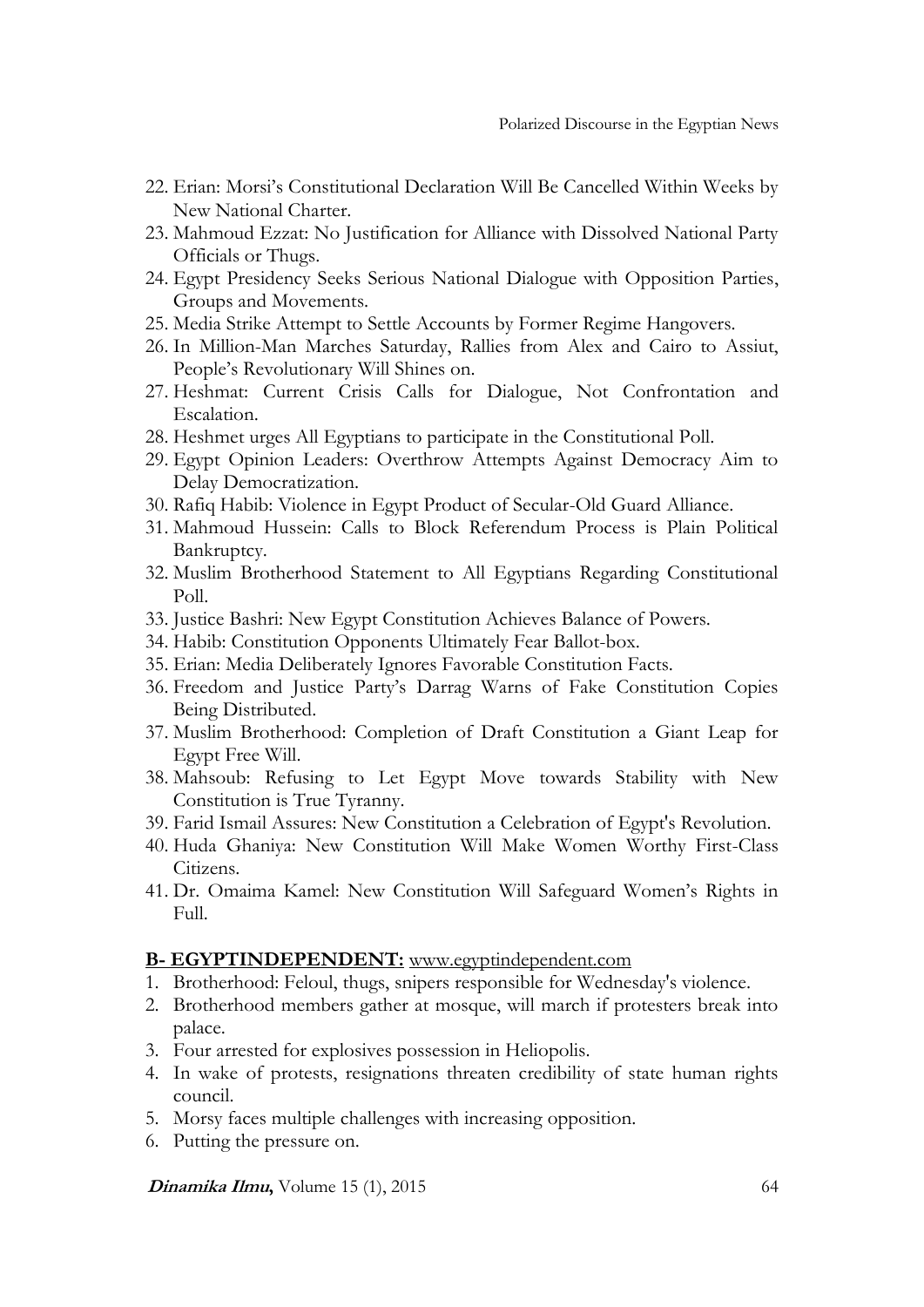22. Erian: Morsi's Constitutional Declaration Will Be Cancelled Within Weeks by New National Charter.
23. Mahmoud Ezzat: No Justification for Alliance with Dissolved National Party Officials or Thugs.
24. Egypt Presidency Seeks Serious National Dialogue with Opposition Parties, Groups and Movements.
25. Media Strike Attempt to Settle Accounts by Former Regime Hangovers.
26. In Million-Man Marches Saturday, Rallies from Alex and Cairo to Assiut, People's Revolutionary Will Shines on.
27. Heshmat: Current Crisis Calls for Dialogue, Not Confrontation and Escalation.
28. Heshmet urges All Egyptians to participate in the Constitutional Poll.
29. Egypt Opinion Leaders: Overthrow Attempts Against Democracy Aim to Delay Democratization.
30. Rafiq Habib: Violence in Egypt Product of Secular-Old Guard Alliance.
31. Mahmoud Hussein: Calls to Block Referendum Process is Plain Political Bankruptcy.
32. Muslim Brotherhood Statement to All Egyptians Regarding Constitutional Poll.
33. Justice Bashri: New Egypt Constitution Achieves Balance of Powers.
34. Habib: Constitution Opponents Ultimately Fear Ballot-box.
35. Erian: Media Deliberately Ignores Favorable Constitution Facts.
36. Freedom and Justice Party's Darrag Warns of Fake Constitution Copies Being Distributed.
37. Muslim Brotherhood: Completion of Draft Constitution a Giant Leap for Egypt Free Will.
38. Mahsoub: Refusing to Let Egypt Move towards Stability with New Constitution is True Tyranny.
39. Farid Ismail Assures: New Constitution a Celebration of Egypt's Revolution.
40. Huda Ghaniya: New Constitution Will Make Women Worthy First-Class Citizens.
41. Dr. Omaima Kamel: New Constitution Will Safeguard Women's Rights in Full.

**B- EGYPTINDEPENDENT:** www.egyptindependent.com

1. Brotherhood: Feloul, thugs, snipers responsible for Wednesday's violence.
2. Brotherhood members gather at mosque, will march if protesters break into palace.
3. Four arrested for explosives possession in Heliopolis.
4. In wake of protests, resignations threaten credibility of state human rights council.
5. Morsy faces multiple challenges with increasing opposition.
6. Putting the pressure on.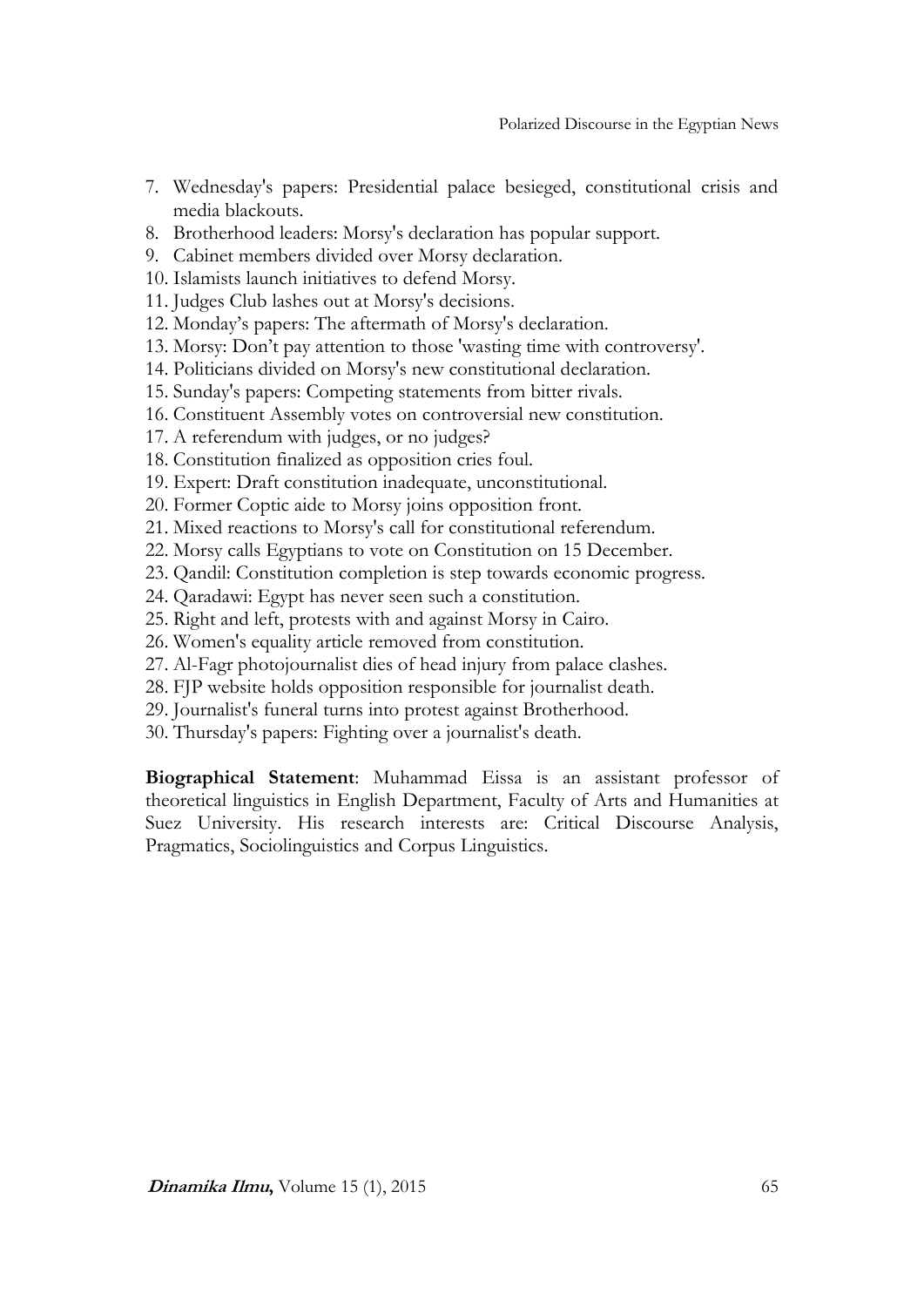7. Wednesday's papers: Presidential palace besieged, constitutional crisis and media blackouts.
8. Brotherhood leaders: Morsy's declaration has popular support.
9. Cabinet members divided over Morsy declaration.
10. Islamists launch initiatives to defend Morsy.
11. Judges Club lashes out at Morsy's decisions.
12. Monday's papers: The aftermath of Morsy's declaration.
13. Morsy: Don't pay attention to those 'wasting time with controversy'.
14. Politicians divided on Morsy's new constitutional declaration.
15. Sunday's papers: Competing statements from bitter rivals.
16. Constituent Assembly votes on controversial new constitution.
17. A referendum with judges, or no judges?
18. Constitution finalized as opposition cries foul.
19. Expert: Draft constitution inadequate, unconstitutional.
20. Former Coptic aide to Morsy joins opposition front.
21. Mixed reactions to Morsy's call for constitutional referendum.
22. Morsy calls Egyptians to vote on Constitution on 15 December.
23. Qandil: Constitution completion is step towards economic progress.
24. Qaradawi: Egypt has never seen such a constitution.
25. Right and left, protests with and against Morsy in Cairo.
26. Women's equality article removed from constitution.
27. Al-Fagr photojournalist dies of head injury from palace clashes.
28. FJP website holds opposition responsible for journalist death.
29. Journalist's funeral turns into protest against Brotherhood.
30. Thursday's papers: Fighting over a journalist's death.

**Biographical Statement**: Muhammad Eissa is an assistant professor of theoretical linguistics in English Department, Faculty of Arts and Humanities at Suez University. His research interests are: Critical Discourse Analysis, Pragmatics, Sociolinguistics and Corpus Linguistics.